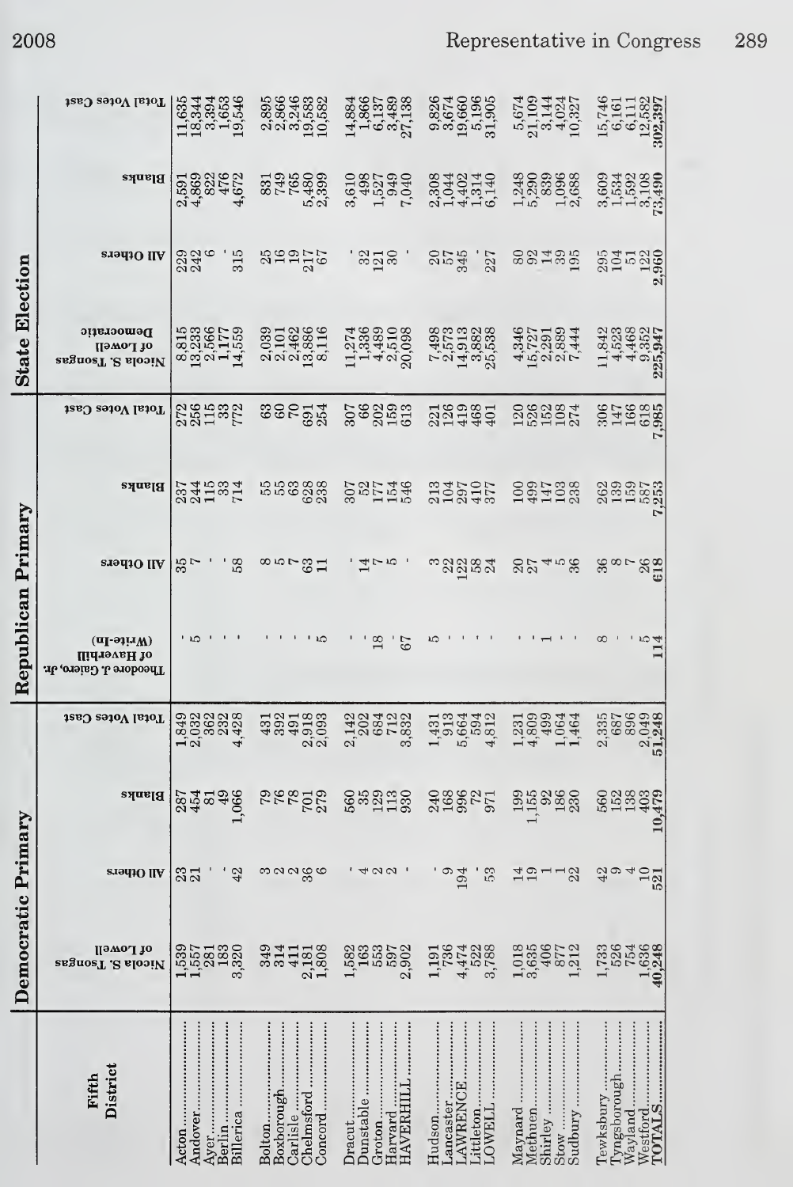| Fifth District | Democratic Primary | | | | Republican Primary | | | | State Election | | | |
|---|---|---|---|---|---|---|---|---|---|---|---|---|
| | Nicola S. Tsongas of Lowell | All Others | Blanks | Total Votes Cast | Theodore J. Gaiero, Jr. of Haverhill (Write-In) | All Others | Blanks | Total Votes Cast | Nicola S. Tsongas of Lowell Democratic | All Others | Blanks | Total Votes Cast |
| Acton | 1,539 | 23 | 287 | 1,849 | - | 35 | 237 | 272 | 8,815 | 229 | 2,591 | 11,635 |
| Andover | 1,557 | 21 | 454 | 2,032 | 5 | 7 | 244 | 256 | 13,233 | 242 | 4,869 | 18,344 |
| Ayer | 281 | - | 81 | 362 | - | - | 115 | 115 | 2,566 | 6 | 822 | 3,394 |
| Berlin | 183 | - | 49 | 232 | - | - | 33 | 33 | 1,177 | - | 476 | 1,653 |
| Billerica | 3,320 | 42 | 1,066 | 4,428 | - | 58 | 714 | 772 | 14,559 | 315 | 4,672 | 19,546 |
| Bolton | 349 | 3 | 79 | 431 | - | 8 | 55 | 63 | 2,039 | 25 | 831 | 2,895 |
| Boxborough | 314 | 2 | 76 | 392 | - | 5 | 55 | 60 | 2,101 | 16 | 749 | 2,866 |
| Carlisle | 411 | 2 | 78 | 491 | - | 7 | 63 | 70 | 2,462 | 19 | 765 | 3,246 |
| Chelmsford | 2,181 | 36 | 701 | 2,918 | - | 63 | 628 | 691 | 13,886 | 217 | 5,480 | 19,583 |
| Concord | 1,808 | 6 | 279 | 2,093 | 5 | 11 | 238 | 254 | 8,116 | 67 | 2,399 | 10,582 |
| Dracut | 1,582 | - | 560 | 2,142 | - | - | 307 | 307 | 11,274 | - | 3,610 | 14,884 |
| Dunstable | 163 | 4 | 35 | 202 | - | 14 | 52 | 66 | 1,336 | 32 | 498 | 1,866 |
| Groton | 553 | 2 | 129 | 684 | 18 | 7 | 177 | 202 | 4,489 | 121 | 1,527 | 6,137 |
| Harvard | 597 | 2 | 113 | 712 | - | 5 | 154 | 159 | 2,510 | 30 | 949 | 3,489 |
| HAVERHILL | 2,902 | - | 930 | 3,832 | 67 | - | 546 | 613 | 20,098 | - | 7,040 | 27,138 |
| Hudson | 1,191 | - | 240 | 1,431 | 5 | 3 | 213 | 221 | 7,498 | 20 | 2,308 | 9,826 |
| Lancaster | 736 | 9 | 168 | 913 | - | 22 | 104 | 126 | 2,573 | 57 | 1,044 | 3,674 |
| LAWRENCE | 4,474 | 194 | 996 | 5,664 | - | 122 | 297 | 419 | 14,913 | 345 | 4,402 | 19,660 |
| Littleton | 522 | - | 72 | 594 | - | 58 | 410 | 468 | 3,882 | - | 1,314 | 5,196 |
| LOWELL | 3,788 | 53 | 971 | 4,812 | - | 24 | 377 | 401 | 25,538 | 227 | 6,140 | 31,905 |
| Maynard | 1,018 | 14 | 199 | 1,231 | - | 20 | 100 | 120 | 4,346 | 80 | 1,248 | 5,674 |
| Methuen | 3,635 | 19 | 1,155 | 4,809 | - | 27 | 499 | 526 | 15,727 | 92 | 5,290 | 21,109 |
| Shirley | 406 | 1 | 92 | 499 | 1 | 4 | 147 | 152 | 2,291 | 14 | 839 | 3,144 |
| Stow | 877 | 1 | 186 | 1,064 | - | 5 | 103 | 108 | 2,889 | 39 | 1,096 | 4,024 |
| Sudbury | 1,212 | 22 | 230 | 1,464 | - | 36 | 238 | 274 | 7,444 | 195 | 2,688 | 10,327 |
| Tewksbury | 1,733 | 42 | 560 | 2,335 | 8 | 36 | 262 | 306 | 11,842 | 295 | 3,609 | 15,746 |
| Tyngsborough | 526 | 9 | 152 | 687 | - | 8 | 139 | 147 | 4,523 | 104 | 1,534 | 6,161 |
| Wayland | 754 | 4 | 138 | 896 | - | 7 | 159 | 166 | 4,468 | 51 | 1,592 | 6,111 |
| Westford | 1,636 | 10 | 403 | 2,049 | 5 | 26 | 587 | 618 | 9,352 | 122 | 3,108 | 12,582 |
| TOTALS | 40,248 | 521 | 10,479 | 51,248 | 114 | 618 | 7,253 | 7,985 | 225,947 | 2,960 | 73,490 | 302,397 |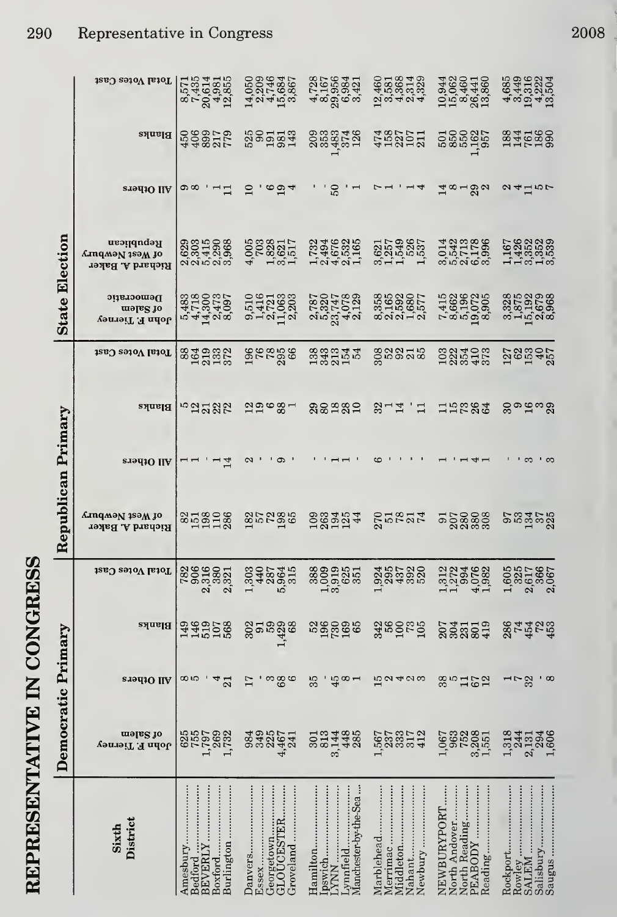# REPRESENTATIVE IN CONGRESS

| Sixth District | Democratic Primary | | | | Republican Primary | | | | State Election | | | | |
|---|---|---|---|---|---|---|---|---|---|---|---|---|---|
| | John F. Tierney of Salem | All Others | Blanks | Total Votes Cast | Richard A. Baker of West Newbury | All Others | Blanks | Total Votes Cast | John F. Tierney of Salem Democratic | Richard A. Baker of West Newbury Republican | All Others | Blanks | Total Votes Cast |
| Amesbury | 625 | 8 | 149 | 782 | 82 | 1 | 5 | 88 | 5,483 | 2,629 | 9 | 450 | 8,571 |
| Bedford | 755 | 5 | 146 | 906 | 151 | 1 | 12 | 164 | 4,718 | 2,303 | 8 | 406 | 7,435 |
| BEVERLY | 1,797 | - | 519 | 2,316 | 198 | - | 21 | 219 | 14,300 | 5,415 | - | 899 | 20,614 |
| Boxford | 269 | 4 | 107 | 380 | 110 | 1 | 22 | 133 | 2,473 | 2,290 | 1 | 217 | 4,981 |
| Burlington | 1,732 | 21 | 568 | 2,321 | 286 | 14 | 72 | 372 | 8,097 | 3,968 | 11 | 779 | 12,855 |
| Danvers | 984 | 17 | 302 | 1,303 | 182 | 2 | 12 | 196 | 9,510 | 4,005 | 10 | 525 | 14,050 |
| Essex | 349 | - | 91 | 440 | 57 | - | 19 | 76 | 1,416 | 703 | - | 90 | 2,209 |
| Georgetown | 225 | 3 | 59 | 287 | 72 | - | 6 | 78 | 2,721 | 1,828 | 6 | 191 | 4,746 |
| GLOUCESTER | 4,467 | 68 | 1,429 | 5,964 | 198 | 9 | 88 | 295 | 11,063 | 3,621 | 19 | 981 | 15,684 |
| Groveland | 241 | 6 | 68 | 315 | 65 | - | 1 | 66 | 2,203 | 1,517 | 4 | 143 | 3,867 |
| Hamilton | 301 | 35 | 52 | 388 | 109 | - | 29 | 138 | 2,787 | 1,732 | - | 209 | 4,728 |
| Ipswich | 813 | - | 196 | 1,009 | 263 | - | 80 | 343 | 5,320 | 2,494 | - | 353 | 8,167 |
| LYNN | 3,144 | 45 | 730 | 3,919 | 194 | 1 | 18 | 213 | 23,747 | 4,676 | 50 | 1,483 | 29,956 |
| Lynnfield | 448 | 8 | 169 | 625 | 125 | 1 | 28 | 154 | 4,078 | 2,532 | - | 374 | 6,984 |
| Manchester-by-the-Sea | 285 | 1 | 65 | 351 | 44 | - | 10 | 54 | 2,129 | 1,165 | 1 | 126 | 3,421 |
| Marblehead | 1,567 | 15 | 342 | 1,924 | 270 | 6 | 32 | 308 | 8,358 | 3,621 | 7 | 474 | 12,460 |
| Merrimac | 237 | 2 | 56 | 295 | 51 | - | 1 | 52 | 2,165 | 1,257 | 1 | 158 | 3,581 |
| Middleton | 333 | 4 | 100 | 437 | 78 | - | 14 | 92 | 2,592 | 1,549 | - | 227 | 4,368 |
| Nahant | 317 | 2 | 73 | 392 | 21 | - | - | 21 | 1,680 | 526 | 1 | 107 | 2,314 |
| Newbury | 412 | 3 | 105 | 520 | 74 | - | 11 | 85 | 2,577 | 1,537 | 4 | 211 | 4,329 |
| NEWBURYPORT | 1,067 | 38 | 207 | 1,312 | 91 | 1 | 11 | 103 | 7,415 | 3,014 | 14 | 501 | 10,944 |
| North Andover | 963 | 5 | 304 | 1,272 | 207 | - | 15 | 222 | 8,662 | 5,542 | 8 | 850 | 15,062 |
| North Reading | 752 | 11 | 231 | 994 | 280 | 1 | 73 | 354 | 5,196 | 2,713 | 1 | 550 | 8,460 |
| PEABODY | 3,208 | 67 | 801 | 4,076 | 380 | 4 | 26 | 410 | 19,072 | 6,178 | 29 | 1,162 | 26,441 |
| Reading | 1,551 | 12 | 419 | 1,982 | 308 | 1 | 64 | 373 | 8,905 | 3,996 | 2 | 957 | 13,860 |
| Rockport | 1,318 | 1 | 286 | 1,605 | 97 | - | 30 | 127 | 3,328 | 1,167 | 2 | 188 | 4,685 |
| Rowley | 244 | 7 | 74 | 325 | 53 | - | 9 | 62 | 1,875 | 1,426 | 4 | 144 | 3,449 |
| SALEM | 2,131 | 32 | 454 | 2,617 | 134 | 3 | 16 | 153 | 15,192 | 3,352 | 11 | 761 | 19,316 |
| Salisbury | 294 | - | 72 | 366 | 37 | - | 3 | 40 | 2,679 | 1,352 | 5 | 186 | 4,222 |
| Saugus | 1,606 | 8 | 453 | 2,067 | 225 | 3 | 29 | 257 | 8,968 | 3,539 | 7 | 990 | 13,504 |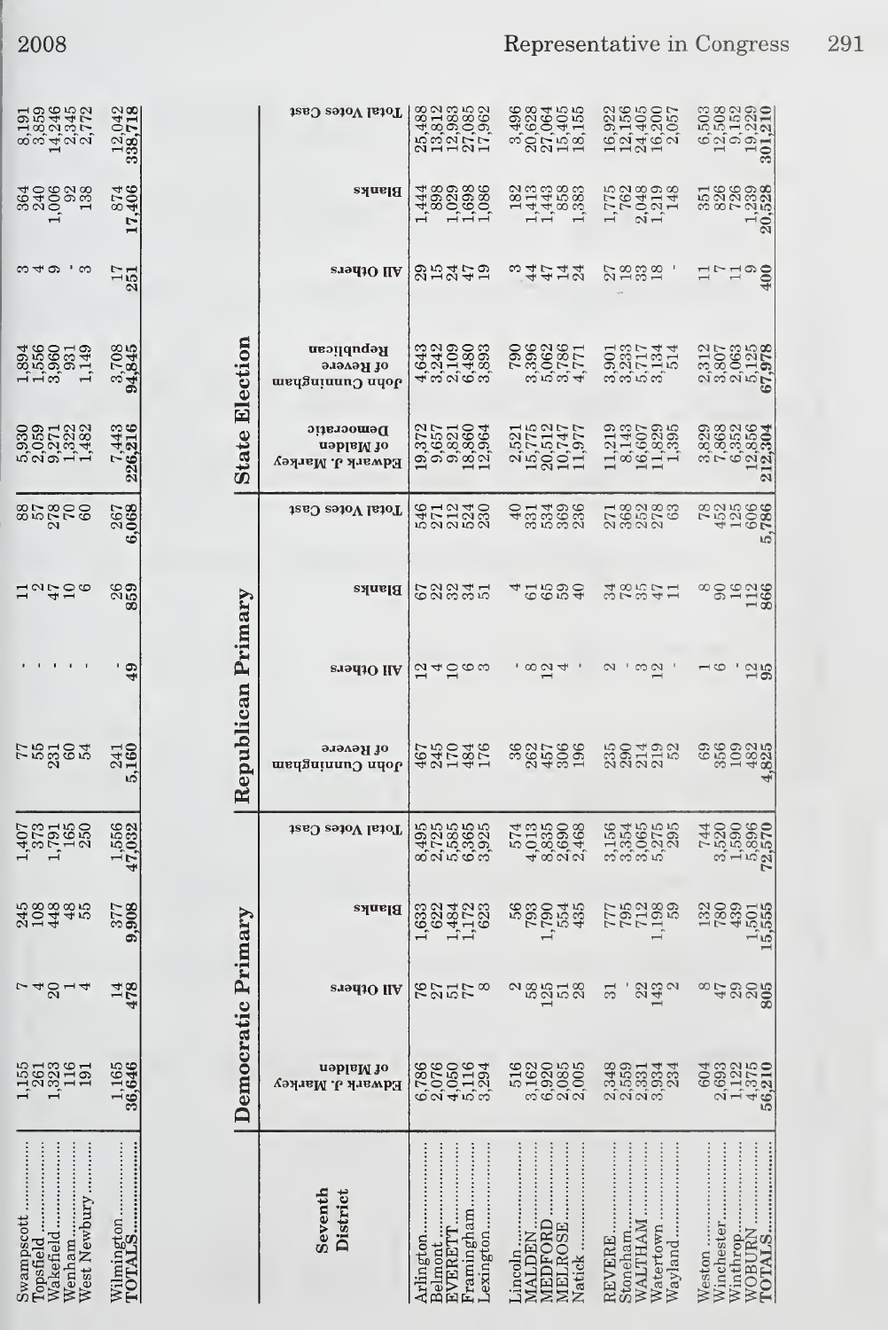| | Democratic Primary | | | | Republican Primary | | | | State Election | | | | |
|---|---|---|---|---|---|---|---|---|---|---|---|---|---|
| | Edward J. Markey of Malden | All Others | Blanks | Total Votes Cast | John Cunningham of Revere | All Others | Blanks | Total Votes Cast | Edward J. Markey of Malden Democratic | John Cunningham of Revere Republican | All Others | Blanks | Total Votes Cast |
| Swampscott | 1,155 | 7 | 245 | 1,407 | 77 | - | 11 | 88 | 5,930 | 1,894 | 3 | 364 | 8,191 |
| Topsfield | 261 | 4 | 108 | 373 | 55 | - | 2 | 57 | 2,059 | 1,556 | 4 | 240 | 3,859 |
| Wakefield | 1,323 | 20 | 448 | 1,791 | 231 | - | 47 | 278 | 9,271 | 3,960 | 9 | 1,006 | 14,246 |
| Wenham | 116 | 1 | 48 | 165 | 60 | - | 10 | 70 | 1,322 | 931 | - | 92 | 2,345 |
| West Newbury | 191 | 4 | 55 | 250 | 54 | - | 6 | 60 | 1,482 | 1,149 | 3 | 138 | 2,772 |
| Wilmington | 1,165 | 14 | 377 | 1,556 | 241 | - | 26 | 267 | 7,443 | 3,708 | 17 | 874 | 12,042 |
| TOTALS | 36,646 | 478 | 9,908 | 47,032 | 5,160 | 49 | 859 | 6,068 | 226,216 | 94,845 | 251 | 17,406 | 338,718 |

| Seventh District | Democratic Primary | | | | Republican Primary | | | | State Election | | | | |
|---|---|---|---|---|---|---|---|---|---|---|---|---|---|
| | Edward J. Markey of Malden | All Others | Blanks | Total Votes Cast | John Cunningham of Revere | All Others | Blanks | Total Votes Cast | Edward J. Markey of Malden Democratic | John Cunningham of Revere Republican | All Others | Blanks | Total Votes Cast |
| Arlington | 6,786 | 76 | 1,633 | 8,495 | 467 | 12 | 67 | 546 | 19,372 | 4,643 | 29 | 1,444 | 25,488 |
| Belmont | 2,076 | 27 | 622 | 2,725 | 245 | 4 | 22 | 271 | 9,657 | 3,242 | 15 | 898 | 13,812 |
| EVERETT | 4,050 | 51 | 1,484 | 5,585 | 170 | 10 | 32 | 212 | 9,821 | 2,109 | 24 | 1,029 | 12,983 |
| Framingham | 5,116 | 77 | 1,172 | 6,365 | 484 | 6 | 34 | 524 | 18,860 | 6,480 | 47 | 1,698 | 27,085 |
| Lexington | 3,294 | 8 | 623 | 3,925 | 176 | 3 | 51 | 230 | 12,964 | 3,893 | 19 | 1,086 | 17,962 |
| Lincoln | 516 | 2 | 56 | 574 | 36 | - | 4 | 40 | 2,521 | 790 | 3 | 182 | 3,496 |
| MALDEN | 3,162 | 58 | 793 | 4,013 | 262 | 8 | 61 | 331 | 15,775 | 3,396 | 44 | 1,413 | 20,628 |
| MEDFORD | 6,920 | 125 | 1,790 | 8,835 | 457 | 12 | 65 | 534 | 20,512 | 5,062 | 47 | 1,443 | 27,064 |
| MELROSE | 2,085 | 51 | 554 | 2,690 | 306 | 4 | 59 | 369 | 10,747 | 3,786 | 14 | 858 | 15,405 |
| Natick | 2,005 | 28 | 435 | 2,468 | 196 | - | 40 | 236 | 11,977 | 4,771 | 24 | 1,383 | 18,155 |
| REVERE | 2,348 | 31 | 777 | 3,156 | 235 | 2 | 34 | 271 | 11,219 | 3,901 | 27 | 1,775 | 16,922 |
| Stoneham | 2,559 | - | 795 | 3,354 | 290 | - | 78 | 368 | 8,143 | 3,233 | 18 | 762 | 12,156 |
| WALTHAM | 2,331 | 22 | 712 | 3,065 | 214 | 3 | 35 | 252 | 16,607 | 5,717 | 33 | 2,048 | 24,405 |
| Watertown | 3,934 | 143 | 1,198 | 5,275 | 219 | 12 | 47 | 278 | 11,829 | 3,134 | 18 | 1,219 | 16,200 |
| Wayland | 234 | 2 | 59 | 295 | 52 | - | 11 | 63 | 1,395 | 514 | - | 148 | 2,057 |
| Weston | 604 | 8 | 132 | 744 | 69 | 1 | 8 | 78 | 3,829 | 2,312 | 11 | 351 | 6,503 |
| Winchester | 2,693 | 47 | 780 | 3,520 | 356 | 6 | 90 | 452 | 7,868 | 3,807 | 7 | 826 | 12,508 |
| Winthrop | 1,122 | 29 | 439 | 1,590 | 109 | - | 16 | 125 | 6,352 | 2,063 | 11 | 726 | 9,152 |
| WOBURN | 4,375 | 20 | 1,501 | 5,896 | 482 | 12 | 112 | 606 | 12,856 | 5,125 | 9 | 1,239 | 19,229 |
| TOTALS | 56,210 | 805 | 15,555 | 72,570 | 4,825 | 95 | 866 | 5,786 | 212,304 | 67,978 | 400 | 20,528 | 301,210 |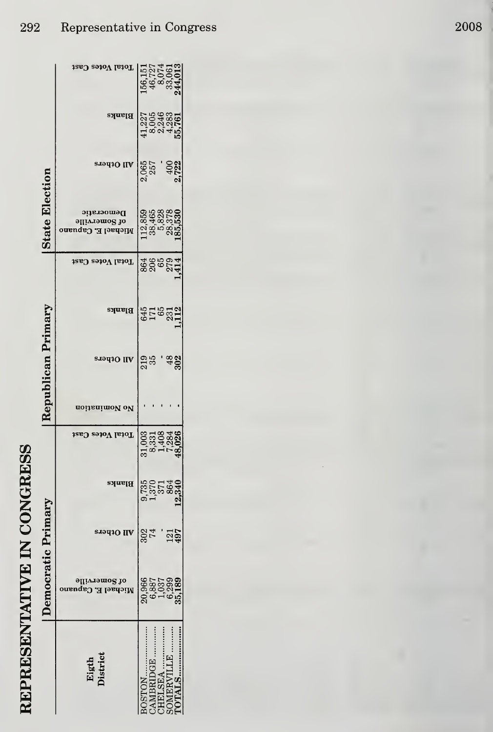# REPRESENTATIVE IN CONGRESS

| Eigth District | Democratic Primary | | | | Republican Primary | | | | State Election | | | |
|---|---|---|---|---|---|---|---|---|---|---|---|---|
| | Michael E. Capuano of Somerville | All Others | Blanks | Total Votes Cast | No Nomination | All Others | Blanks | Total Votes Cast | Michael E. Capuano of Somerville Democratic | All Others | Blanks | Total Votes Cast |
| BOSTON | 20,966 | 302 | 9,735 | 31,003 | - | 219 | 645 | 864 | 112,859 | 2,065 | 41,227 | 156,151 |
| CAMBRIDGE | 6,887 | 74 | 1,370 | 8,331 | - | 35 | 171 | 206 | 38,465 | 257 | 8,005 | 46,727 |
| CHELSEA | 1,037 | - | 371 | 1,408 | - | - | 65 | 65 | 5,828 | - | 2,246 | 8,074 |
| SOMERVILLE | 6,299 | 121 | 864 | 7,284 | - | 48 | 231 | 279 | 28,378 | 400 | 4,283 | 33,061 |
| TOTALS | 35,189 | 497 | 12,340 | 48,026 | - | 302 | 1,112 | 1,414 | 185,530 | 2,722 | 55,761 | 244,013 |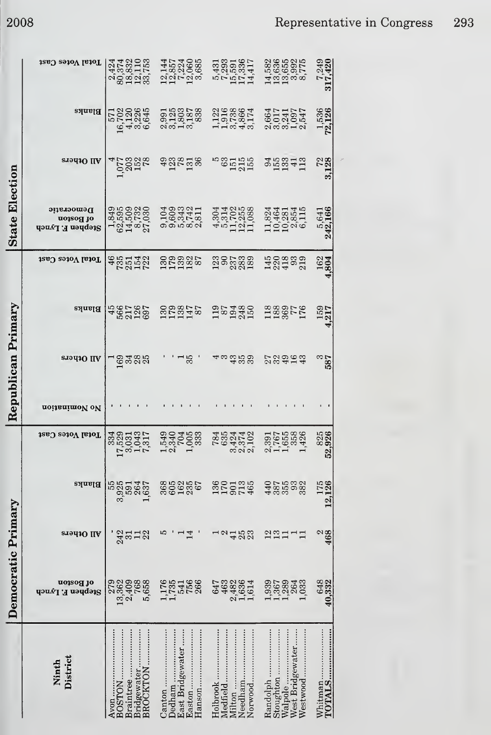| Ninth District | Democratic Primary | | | | Republican Primary | | | | State Election | | | |
|---|---|---|---|---|---|---|---|---|---|---|---|---|
| | Stephen F. Lynch of Boston | All Others | Blanks | Total Votes Cast | No Nomination | All Others | Blanks | Total Votes Cast | Stephen F. Lynch of Boston Democratic | All Others | Blanks | Total Votes Cast |
| Avon | 279 | - | 55 | 334 | - | 1 | 45 | 46 | 1,849 | 4 | 571 | 2,424 |
| BOSTON | 13,362 | 242 | 3,925 | 17,529 | - | 169 | 566 | 735 | 62,595 | 1,077 | 16,702 | 80,374 |
| Braintree | 2,409 | 31 | 591 | 3,031 | - | 34 | 217 | 251 | 14,509 | 203 | 4,120 | 18,832 |
| Bridgewater | 768 | 11 | 264 | 1,043 | - | 28 | 126 | 154 | 8,732 | 152 | 3,226 | 12,110 |
| BROCKTON | 5,658 | 22 | 1,637 | 7,317 | - | 25 | 697 | 722 | 27,030 | 78 | 6,645 | 33,753 |
| Canton | 1,176 | 5 | 368 | 1,549 | - | - | 130 | 130 | 9,104 | 49 | 2,991 | 12,144 |
| Dedham | 1,735 | - | 605 | 2,340 | - | - | 179 | 179 | 9,609 | 123 | 3,125 | 12,857 |
| East Bridgewater | 541 | 1 | 162 | 704 | - | 1 | 138 | 139 | 5,343 | 78 | 1,803 | 7,224 |
| Easton | 756 | 14 | 235 | 1,005 | - | 35 | 147 | 182 | 8,742 | 131 | 3,187 | 12,060 |
| Hanson | 266 | - | 67 | 333 | - | - | 87 | 87 | 2,811 | 36 | 838 | 3,685 |
| Holbrook | 647 | 1 | 136 | 784 | - | 4 | 119 | 123 | 4,304 | 5 | 1,122 | 5,431 |
| Medfield | 463 | 2 | 170 | 635 | - | 3 | 87 | 90 | 5,314 | 63 | 1,916 | 7,293 |
| Milton | 2,482 | 41 | 901 | 3,424 | - | 43 | 194 | 237 | 11,702 | 151 | 3,738 | 15,591 |
| Needham | 1,636 | 25 | 713 | 2,374 | - | 35 | 248 | 283 | 12,255 | 215 | 4,866 | 17,336 |
| Norwood | 1,614 | 23 | 465 | 2,102 | - | 39 | 150 | 189 | 11,088 | 155 | 3,174 | 14,417 |
| Randolph | 1,939 | 12 | 440 | 2,391 | - | 27 | 118 | 145 | 11,824 | 94 | 2,664 | 14,582 |
| Stoughton | 1,367 | 13 | 387 | 1,767 | - | 32 | 188 | 220 | 10,464 | 155 | 3,017 | 13,636 |
| Walpole | 1,289 | 11 | 355 | 1,655 | - | 49 | 369 | 418 | 10,281 | 133 | 3,241 | 13,655 |
| West Bridgewater | 264 | 1 | 93 | 358 | - | 16 | 77 | 93 | 2,854 | 41 | 1,097 | 3,992 |
| Westwood | 1,033 | 11 | 382 | 1,426 | - | 43 | 176 | 219 | 6,115 | 113 | 2,547 | 8,775 |
| Whitman | 648 | 2 | 175 | 825 | - | 3 | 159 | 162 | 5,641 | 72 | 1,536 | 7,249 |
| **TOTALS** | **40,332** | **468** | **12,126** | **52,926** | **-** | **587** | **4,217** | **4,804** | **242,166** | **3,128** | **72,126** | **317,420** |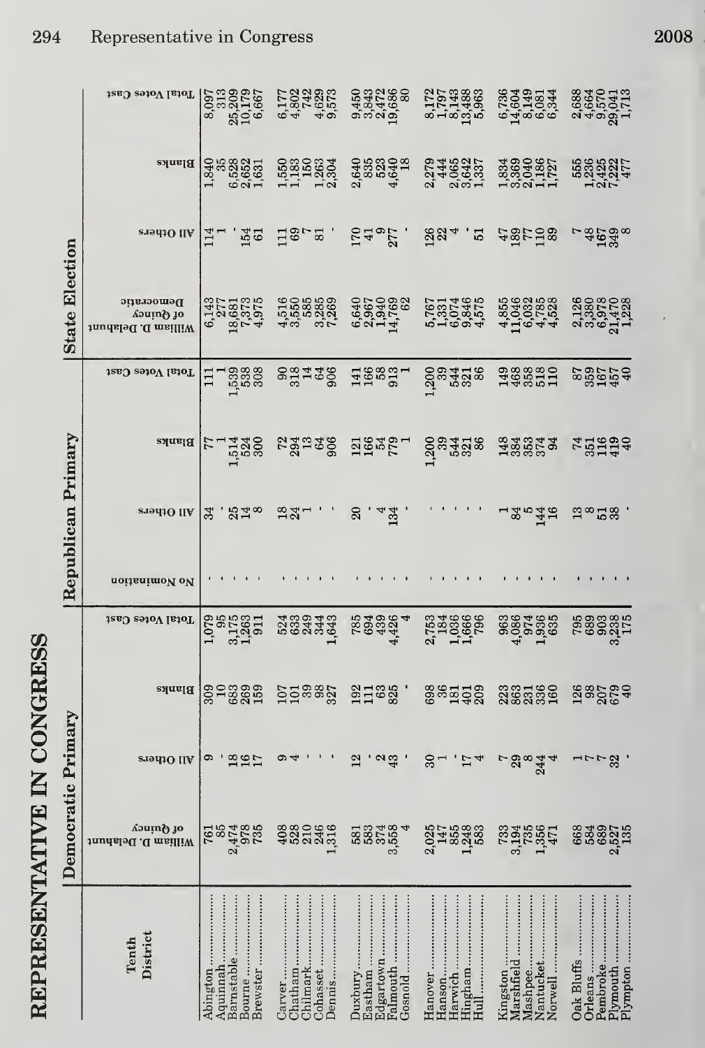# REPRESENTATIVE IN CONGRESS

| Tenth District | Democratic Primary | | | | Republican Primary | | | | State Election | | | |
|---|---|---|---|---|---|---|---|---|---|---|---|---|
| | William D. Delahunt of Quincy | All Others | Blanks | Total Votes Cast | No Nomination | All Others | Blanks | Total Votes Cast | William D. Delahunt Democratic of Quincy | All Others | Blanks | Total Votes Cast |
| Abington | 761 | 9 | 309 | 1,079 | - | 34 | 77 | 111 | 6,143 | 114 | 1,840 | 8,097 |
| Aquinnah | 85 | - | 10 | 95 | - | - | 1 | 1 | 277 | 1 | 35 | 313 |
| Barnstable | 2,474 | 18 | 683 | 3,175 | - | 25 | 1,514 | 1,539 | 18,681 | - | 6,528 | 25,209 |
| Bourne | 978 | 16 | 269 | 1,263 | - | 14 | 524 | 538 | 7,373 | 154 | 2,652 | 10,179 |
| Brewster | 735 | 17 | 159 | 911 | - | 8 | 300 | 308 | 4,975 | 61 | 1,631 | 6,667 |
| Carver | 408 | 9 | 107 | 524 | - | 18 | 72 | 90 | 4,516 | 111 | 1,550 | 6,177 |
| Chatham | 528 | 4 | 101 | 633 | - | 24 | 294 | 318 | 3,550 | 69 | 1,183 | 4,802 |
| Chilmark | 210 | - | 39 | 249 | - | 1 | 13 | 14 | 585 | 7 | 150 | 742 |
| Cohasset | 246 | - | 98 | 344 | - | - | 64 | 64 | 3,285 | 81 | 1,263 | 4,629 |
| Dennis | 1,316 | - | 327 | 1,643 | - | - | 906 | 906 | 7,269 | - | 2,304 | 9,573 |
| Duxbury | 581 | 12 | 192 | 785 | - | 20 | 121 | 141 | 6,640 | 170 | 2,640 | 9,450 |
| Eastham | 583 | - | 111 | 694 | - | - | 166 | 166 | 2,967 | 41 | 835 | 3,843 |
| Edgartown | 374 | 2 | 63 | 439 | - | 4 | 54 | 58 | 1,940 | 9 | 523 | 2,472 |
| Falmouth | 3,558 | 43 | 825 | 4,426 | - | 134 | 779 | 913 | 14,769 | 277 | 4,640 | 19,686 |
| Gosnold | 4 | - | - | 4 | - | - | 1 | 1 | 62 | - | 18 | 80 |
| Hanover | 2,025 | 30 | 698 | 2,753 | - | - | 1,200 | 1,200 | 5,767 | 126 | 2,279 | 8,172 |
| Hanson | 147 | 1 | 36 | 184 | - | - | 39 | 39 | 1,331 | 22 | 444 | 1,797 |
| Harwich | 855 | - | 181 | 1,036 | - | - | 544 | 544 | 6,074 | 4 | 2,065 | 8,143 |
| Hingham | 1,248 | 17 | 401 | 1,666 | - | - | 321 | 321 | 9,846 | - | 3,642 | 13,488 |
| Hull | 583 | 4 | 209 | 796 | - | - | 86 | 86 | 4,575 | 51 | 1,337 | 5,963 |
| Kingston | 733 | 7 | 223 | 963 | - | 1 | 148 | 149 | 4,855 | 47 | 1,834 | 6,736 |
| Marshfield | 3,194 | 29 | 863 | 4,086 | - | 84 | 384 | 468 | 11,046 | 189 | 3,369 | 14,604 |
| Mashpee | 735 | 8 | 231 | 974 | - | 5 | 353 | 358 | 6,032 | 77 | 2,040 | 8,149 |
| Nantucket | 1,356 | 244 | 336 | 1,936 | - | 144 | 374 | 518 | 4,785 | 110 | 1,186 | 6,081 |
| Norwell | 471 | 4 | 160 | 635 | - | 16 | 94 | 110 | 4,528 | 89 | 1,727 | 6,344 |
| Oak Bluffs | 668 | 1 | 126 | 795 | - | 13 | 74 | 87 | 2,126 | 7 | 555 | 2,688 |
| Orleans | 584 | 7 | 98 | 689 | - | 8 | 351 | 359 | 3,380 | 48 | 1,236 | 4,664 |
| Pembroke | 689 | 7 | 207 | 903 | - | 51 | 116 | 167 | 6,978 | 167 | 2,425 | 9,570 |
| Plymouth | 2,527 | 32 | 679 | 3,238 | - | 38 | 419 | 457 | 21,470 | 349 | 7,222 | 29,041 |
| Plympton | 135 | - | 40 | 175 | - | - | 40 | 40 | 1,228 | 8 | 477 | 1,713 |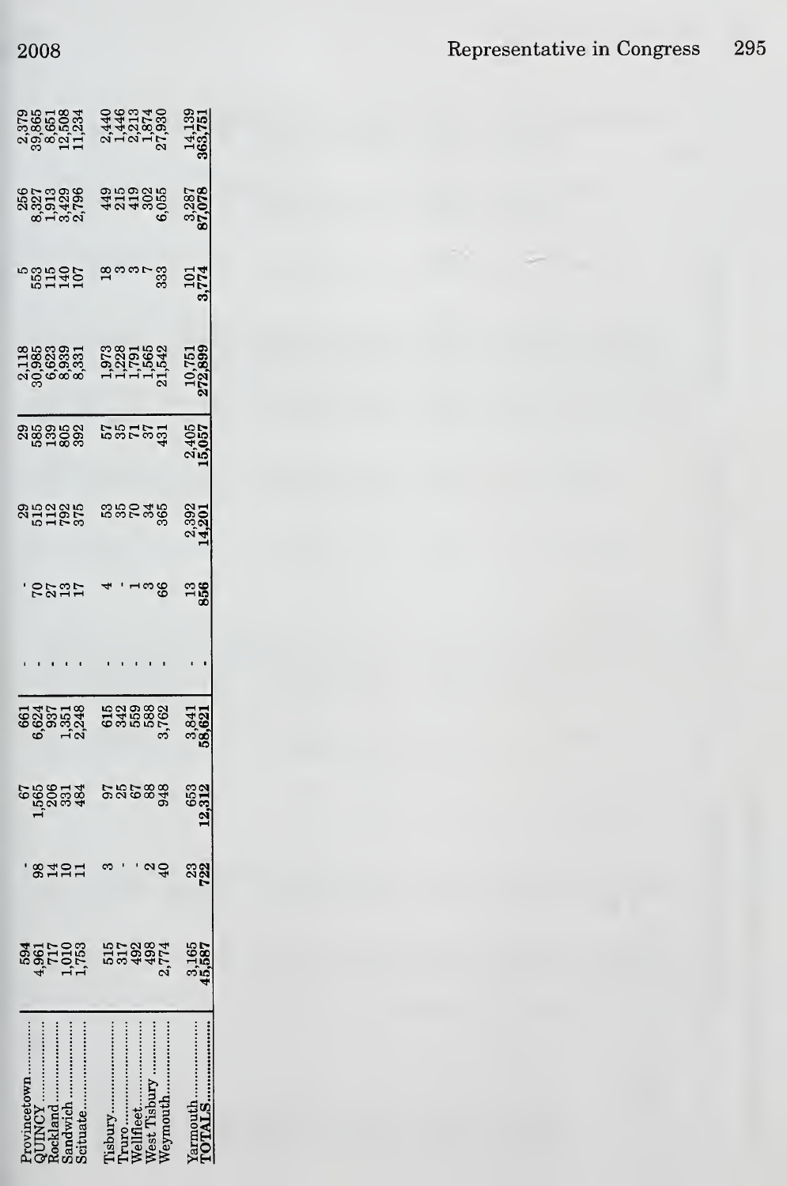| | | | | | | | | | | | | |
|---|---|---|---|---|---|---|---|---|---|---|---|---|
| Provincetown | 594 | - | 67 | 661 | - | - | 29 | 29 | 2,118 | 5 | 256 | 2,379 |
| QUINCY | 4,961 | 98 | 1,565 | 6,624 | - | 70 | 515 | 585 | 30,985 | 553 | 8,327 | 39,865 |
| Rockland | 717 | 14 | 206 | 937 | - | 27 | 112 | 139 | 6,623 | 115 | 1,913 | 8,651 |
| Sandwich | 1,010 | 10 | 331 | 1,351 | - | 13 | 792 | 805 | 8,939 | 140 | 3,429 | 12,508 |
| Scituate | 1,753 | 11 | 484 | 2,248 | - | 17 | 375 | 392 | 8,331 | 107 | 2,796 | 11,234 |
| Tisbury | 515 | 3 | 97 | 615 | - | 4 | 53 | 57 | 1,973 | 18 | 449 | 2,440 |
| Truro | 317 | - | 25 | 342 | - | - | 35 | 35 | 1,228 | 3 | 215 | 1,446 |
| Wellfleet | 492 | - | 67 | 559 | - | 1 | 70 | 71 | 1,791 | 3 | 419 | 2,213 |
| West Tisbury | 498 | 2 | 88 | 588 | - | 3 | 34 | 37 | 1,565 | 7 | 302 | 1,874 |
| Weymouth | 2,774 | 40 | 948 | 3,762 | - | 66 | 365 | 431 | 21,542 | 333 | 6,055 | 27,930 |
| Yarmouth | 3,165 | 23 | 653 | 3,841 | - | 13 | 2,392 | 2,405 | 10,751 | 101 | 3,287 | 14,139 |
| **TOTALS** | **45,587** | **722** | **12,312** | **58,621** | - | **856** | **14,201** | **15,057** | **272,899** | **3,774** | **87,078** | **363,751** |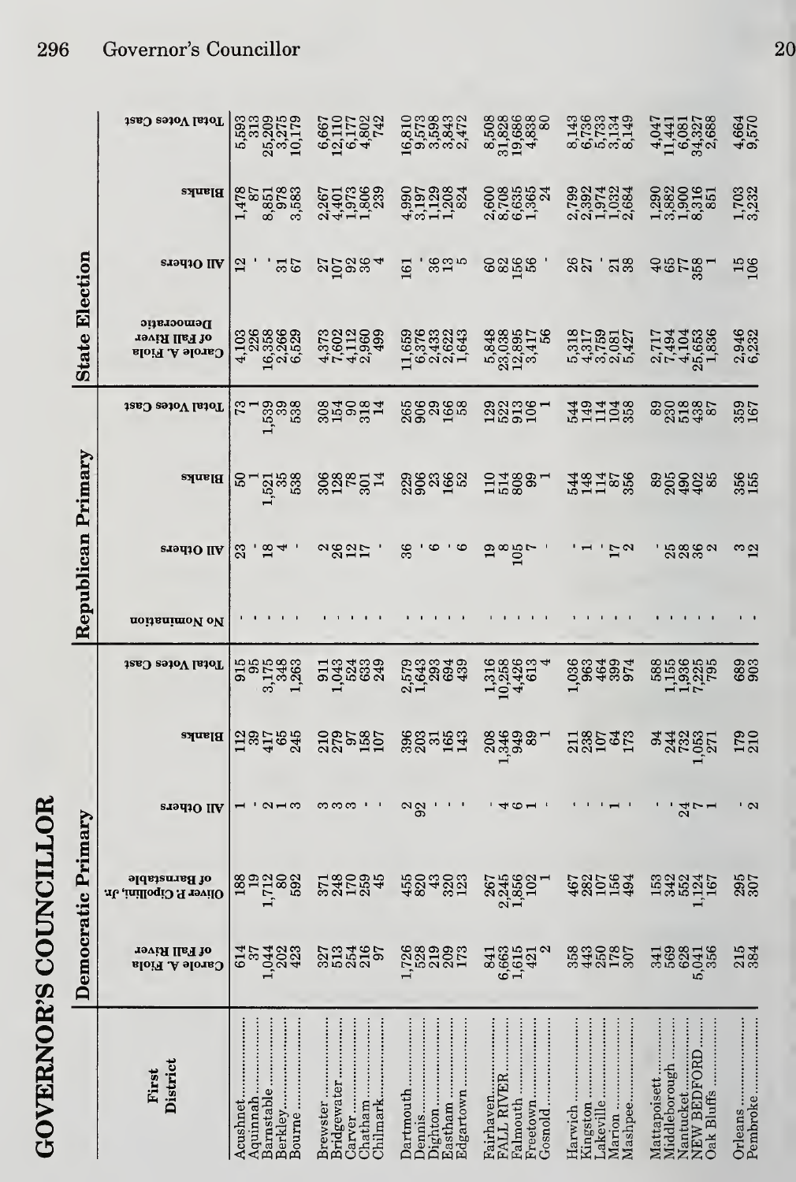# GOVERNOR'S COUNCILLOR

| First District | Democratic Primary | | | | | Republican Primary | | | | State Election | | | |
|---|---|---|---|---|---|---|---|---|---|---|---|---|---|
| | Carole A. Fiola of Fall River | Oliver P. Cipollini, Jr. of Barnstable | All Others | Blanks | Total Votes Cast | No Nomination | All Others | Blanks | Total Votes Cast | Carole A. Fiola Democratic of Fall River | All Others | Blanks | Total Votes Cast |
| Acushnet | 614 | 188 | 1 | 112 | 915 | - | 23 | 50 | 73 | 4,103 | 12 | 1,478 | 5,593 |
| Aquinnah | 37 | 19 | - | 39 | 95 | - | - | 1 | 1 | 226 | - | 87 | 313 |
| Barnstable | 1,044 | 1,712 | 2 | 417 | 3,175 | - | 18 | 1,521 | 1,539 | 16,358 | - | 8,851 | 25,209 |
| Berkley | 202 | 80 | 1 | 65 | 348 | - | 4 | 35 | 39 | 2,266 | 31 | 978 | 3,275 |
| Bourne | 423 | 592 | 3 | 245 | 1,263 | - | - | 538 | 538 | 6,529 | 67 | 3,583 | 10,179 |
| Brewster | 327 | 371 | 3 | 210 | 911 | - | 2 | 306 | 308 | 4,373 | 27 | 2,267 | 6,667 |
| Bridgewater | 513 | 248 | 3 | 279 | 1,043 | - | 26 | 128 | 154 | 7,602 | 107 | 4,401 | 12,110 |
| Carver | 254 | 170 | 3 | 97 | 524 | - | 12 | 78 | 90 | 4,112 | 92 | 1,973 | 6,177 |
| Chatham | 216 | 259 | - | 158 | 633 | - | 17 | 301 | 318 | 2,960 | 36 | 1,806 | 4,802 |
| Chilmark | 97 | 45 | - | 107 | 249 | - | - | 14 | 14 | 499 | 4 | 239 | 742 |
| Dartmouth | 1,726 | 455 | 2 | 396 | 2,579 | - | 36 | 229 | 265 | 11,659 | 161 | 4,990 | 16,810 |
| Dennis | 528 | 820 | 92 | 203 | 1,643 | - | - | 906 | 906 | 6,376 | - | 3,197 | 9,573 |
| Dighton | 219 | 43 | - | 31 | 293 | - | 6 | 23 | 29 | 2,433 | 36 | 1,129 | 3,598 |
| Eastham | 209 | 320 | - | 165 | 694 | - | - | 166 | 166 | 2,622 | 13 | 1,208 | 3,843 |
| Edgartown | 173 | 123 | - | 143 | 439 | - | 6 | 52 | 58 | 1,643 | 5 | 824 | 2,472 |
| Fairhaven | 841 | 267 | - | 208 | 1,316 | - | 19 | 110 | 129 | 5,848 | 60 | 2,600 | 8,508 |
| FALL RIVER | 6,663 | 2,245 | 4 | 1,346 | 10,258 | - | 8 | 514 | 522 | 23,038 | 82 | 8,708 | 31,828 |
| Falmouth | 1,615 | 1,856 | 6 | 949 | 4,426 | - | 105 | 808 | 913 | 12,895 | 156 | 6,635 | 19,686 |
| Freetown | 421 | 102 | 1 | 89 | 613 | - | 7 | 99 | 106 | 3,417 | 56 | 1,365 | 4,838 |
| Gosnold | 2 | 1 | - | 1 | 4 | - | - | 1 | 1 | 56 | - | 24 | 80 |
| Harwich | 358 | 467 | - | 211 | 1,036 | - | - | 544 | 544 | 5,318 | 26 | 2,799 | 8,143 |
| Kingston | 443 | 282 | - | 238 | 963 | - | 1 | 148 | 149 | 4,317 | 27 | 2,392 | 6,736 |
| Lakeville | 250 | 107 | - | 107 | 464 | - | - | 114 | 114 | 3,759 | - | 1,974 | 5,733 |
| Marion | 178 | 156 | 1 | 64 | 399 | - | 17 | 87 | 104 | 2,081 | 21 | 1,032 | 3,134 |
| Mashpee | 307 | 494 | - | 173 | 974 | - | 2 | 356 | 358 | 5,427 | 38 | 2,684 | 8,149 |
| Mattapoisett | 341 | 153 | - | 94 | 588 | - | - | 89 | 89 | 2,717 | 40 | 1,290 | 4,047 |
| Middleborough | 569 | 342 | - | 244 | 1,155 | - | 25 | 205 | 230 | 7,494 | 65 | 3,882 | 11,441 |
| Nantucket | 628 | 552 | 24 | 732 | 1,936 | - | 28 | 490 | 518 | 4,104 | 77 | 1,900 | 6,081 |
| NEW BEDFORD | 5,041 | 1,124 | 7 | 1,053 | 7,225 | - | 36 | 402 | 438 | 25,653 | 358 | 8,316 | 34,327 |
| Oak Bluffs | 356 | 167 | 1 | 271 | 795 | - | 2 | 85 | 87 | 1,836 | 1 | 851 | 2,688 |
| Orleans | 215 | 295 | - | 179 | 689 | - | 3 | 356 | 359 | 2,946 | 15 | 1,703 | 4,664 |
| Pembroke | 384 | 307 | 2 | 210 | 903 | - | 12 | 155 | 167 | 6,232 | 106 | 3,232 | 9,570 |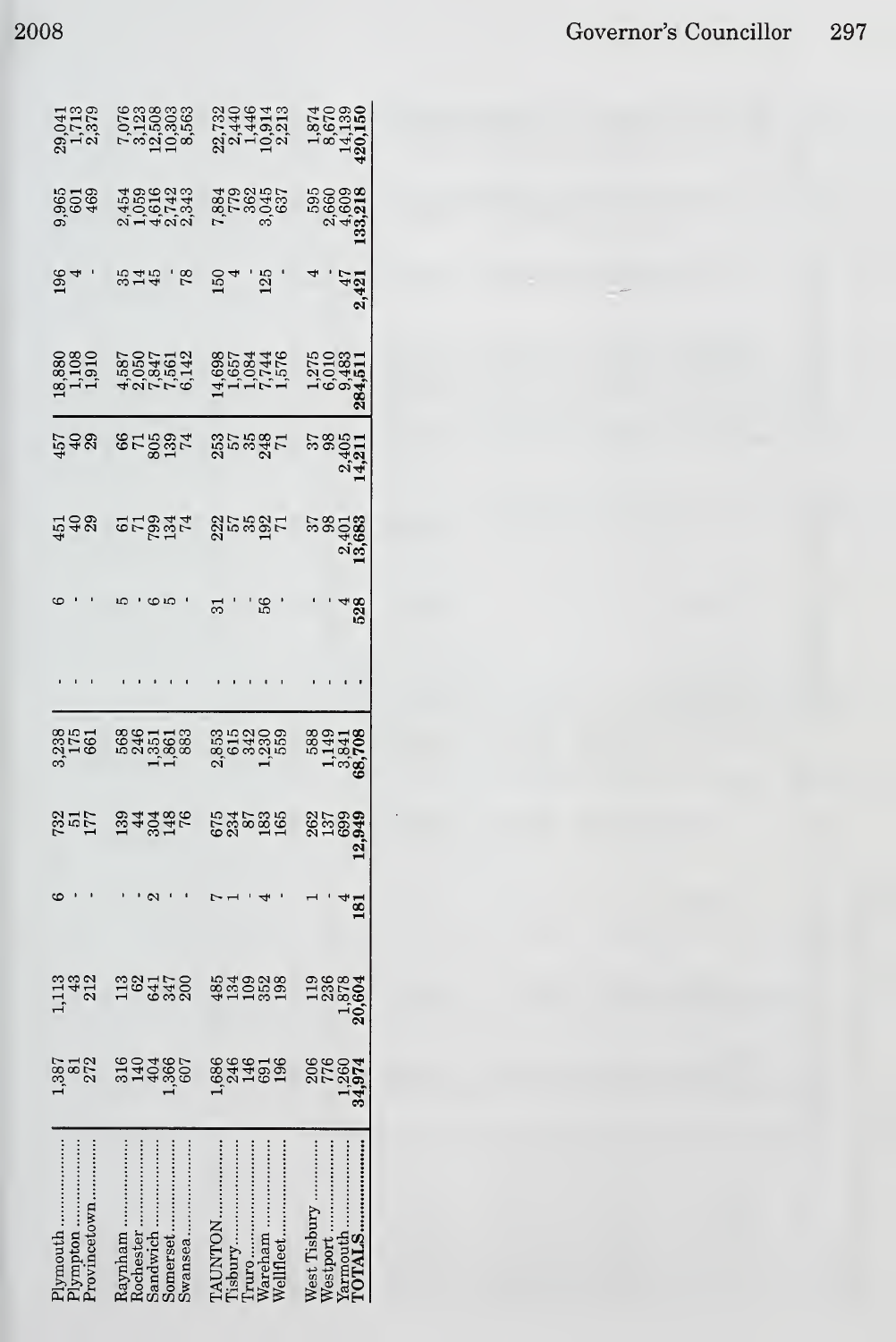| | | | | | | | | | | | | | |
|---|---|---|---|---|---|---|---|---|---|---|---|---|---|
| Plymouth | 1,387 | 1,113 | 6 | 732 | 3,238 | - | 6 | 451 | 457 | 18,880 | 196 | 9,965 | 29,041 |
| Plympton | 81 | 43 | - | 51 | 175 | - | - | 40 | 40 | 1,108 | 4 | 601 | 1,713 |
| Provincetown | 272 | 212 | - | 177 | 661 | - | - | 29 | 29 | 1,910 | - | 469 | 2,379 |
| Raynham | 316 | 113 | - | 139 | 568 | - | 5 | 61 | 66 | 4,587 | 35 | 2,454 | 7,076 |
| Rochester | 140 | 62 | - | 44 | 246 | - | - | 71 | 71 | 2,050 | 14 | 1,059 | 3,123 |
| Sandwich | 404 | 641 | 2 | 304 | 1,351 | - | 6 | 799 | 805 | 7,847 | 45 | 4,616 | 12,508 |
| Somerset | 1,366 | 347 | - | 148 | 1,861 | - | 5 | 134 | 139 | 7,561 | - | 2,742 | 10,303 |
| Swansea | 607 | 200 | - | 76 | 883 | - | - | 74 | 74 | 6,142 | 78 | 2,343 | 8,563 |
| TAUNTON | 1,686 | 485 | 7 | 675 | 2,853 | - | 31 | 222 | 253 | 14,698 | 150 | 7,884 | 22,732 |
| Tisbury | 246 | 134 | 1 | 234 | 615 | - | - | 57 | 57 | 1,657 | 4 | 779 | 2,440 |
| Truro | 146 | 109 | - | 87 | 342 | - | - | 35 | 35 | 1,084 | - | 362 | 1,446 |
| Wareham | 691 | 352 | 4 | 183 | 1,230 | - | 56 | 192 | 248 | 7,744 | 125 | 3,045 | 10,914 |
| Wellfleet | 196 | 198 | - | 165 | 559 | - | - | 71 | 71 | 1,576 | - | 637 | 2,213 |
| West Tisbury | 206 | 119 | 1 | 262 | 588 | - | - | 37 | 37 | 1,275 | 4 | 595 | 1,874 |
| Westport | 776 | 236 | - | 137 | 1,149 | - | - | 98 | 98 | 6,010 | - | 2,660 | 8,670 |
| Yarmouth | 1,260 | 1,878 | 4 | 699 | 3,841 | - | 4 | 2,401 | 2,405 | 9,483 | 47 | 4,609 | 14,139 |
| **TOTALS** | **34,974** | **20,604** | **181** | **12,949** | **68,708** | - | **528** | **13,683** | **14,211** | **284,511** | **2,421** | **133,218** | **420,150** |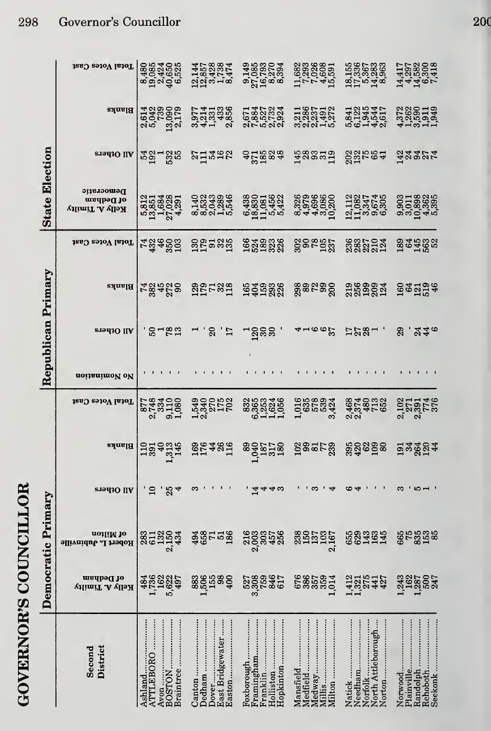# GOVERNOR'S COUNCILLOR

| Second District | Democratic Primary | | | | | Republican Primary | | | | State Election | | | |
|---|---|---|---|---|---|---|---|---|---|---|---|---|---|
| | Kelly A. Timilty of Dedham | Robert L. Jubinville of Milton | All Others | Blanks | Total Votes Cast | No Nomination | All Others | Blanks | Total Votes Cast | Kelly A. Timilty of Dedham Democratic | All Others | Blanks | Total Votes Cast |
| Ashland | 484 | 283 | - | 110 | 877 | - | - | 74 | 74 | 5,812 | 54 | 2,614 | 8,480 |
| ATTLEBORO | 1,736 | 611 | 10 | 391 | 2,748 | - | 50 | 382 | 432 | 13,851 | 192 | 5,042 | 19,085 |
| Avon | 162 | 132 | - | 40 | 334 | - | 1 | 45 | 46 | 1,684 | 1 | 739 | 2,424 |
| BOSTON | 5,622 | 2,150 | 25 | 1,313 | 9,110 | - | 78 | 272 | 350 | 27,028 | 532 | 13,090 | 40,650 |
| Braintree | 497 | 434 | 4 | 145 | 1,080 | - | 13 | 90 | 103 | 4,291 | 55 | 2,179 | 6,525 |
| Canton | 883 | 494 | 3 | 169 | 1,549 | - | 1 | 129 | 130 | 8,140 | 27 | 3,977 | 12,144 |
| Dedham | 1,506 | 658 | - | 176 | 2,340 | - | - | 179 | 179 | 8,532 | 111 | 4,214 | 12,857 |
| Dover | 155 | 71 | - | 44 | 270 | - | 20 | 71 | 91 | 2,043 | 54 | 1,331 | 3,428 |
| East Bridgewater | 98 | 51 | - | 26 | 175 | - | - | 32 | 32 | 1,289 | 16 | 433 | 1,738 |
| Easton | 400 | 186 | - | 116 | 702 | - | 17 | 118 | 135 | 5,546 | 72 | 2,856 | 8,474 |
| Foxborough | 527 | 216 | - | 89 | 832 | - | 1 | 165 | 166 | 6,438 | 40 | 2,671 | 9,149 |
| Framingham | 3,308 | 2,003 | 14 | 1,040 | 6,365 | - | 120 | 404 | 524 | 18,830 | 371 | 7,884 | 27,085 |
| Franklin | 759 | 303 | 4 | 187 | 1,253 | - | 30 | 159 | 189 | 11,081 | 185 | 5,527 | 16,793 |
| Holliston | 846 | 457 | 4 | 317 | 1,624 | - | 30 | 293 | 323 | 5,456 | 82 | 2,732 | 8,270 |
| Hopkinton | 617 | 256 | 3 | 180 | 1,056 | - | - | 226 | 226 | 5,422 | 48 | 2,924 | 8,394 |
| Mansfield | 676 | 238 | - | 102 | 1,016 | - | 4 | 298 | 302 | 8,326 | 145 | 3,211 | 11,682 |
| Medfield | 386 | 150 | - | 99 | 635 | - | 1 | 89 | 90 | 4,979 | 28 | 2,286 | 7,293 |
| Medway | 357 | 137 | 3 | 81 | 578 | - | 6 | 72 | 78 | 4,696 | 93 | 2,237 | 7,026 |
| Millis | 359 | 103 | - | 77 | 539 | - | 6 | 99 | 105 | 3,086 | 31 | 1,491 | 4,608 |
| Milton | 1,014 | 2,167 | 4 | 239 | 3,424 | - | 37 | 200 | 237 | 10,200 | 119 | 5,272 | 15,591 |
| Natick | 1,412 | 655 | 6 | 395 | 2,468 | - | 17 | 219 | 236 | 12,112 | 202 | 5,841 | 18,155 |
| Needham | 1,321 | 629 | 4 | 420 | 2,374 | - | 27 | 256 | 283 | 11,082 | 132 | 6,122 | 17,336 |
| Norfolk | 275 | 143 | - | 62 | 480 | - | 28 | 199 | 227 | 3,347 | 75 | 1,945 | 5,367 |
| North Attleborough | 441 | 163 | - | 109 | 713 | - | 1 | 209 | 210 | 9,674 | 65 | 4,544 | 14,283 |
| Norton | 427 | 145 | - | 80 | 652 | - | - | 124 | 124 | 6,305 | 41 | 2,617 | 8,963 |
| Norwood | 1,243 | 665 | 3 | 191 | 2,102 | - | 29 | 160 | 189 | 9,903 | 142 | 4,372 | 14,417 |
| Plainville | 162 | 75 | - | 34 | 271 | - | - | 64 | 64 | 3,011 | 24 | 1,262 | 4,297 |
| Randolph | 1,287 | 835 | 5 | 264 | 2,391 | - | 24 | 121 | 145 | 10,898 | 94 | 3,590 | 14,582 |
| Rehoboth | 500 | 153 | 1 | 120 | 774 | - | 44 | 519 | 563 | 4,362 | 27 | 1,911 | 6,300 |
| Seekonk | 247 | 85 | - | 44 | 376 | - | 6 | 46 | 52 | 5,395 | 74 | 1,949 | 7,418 |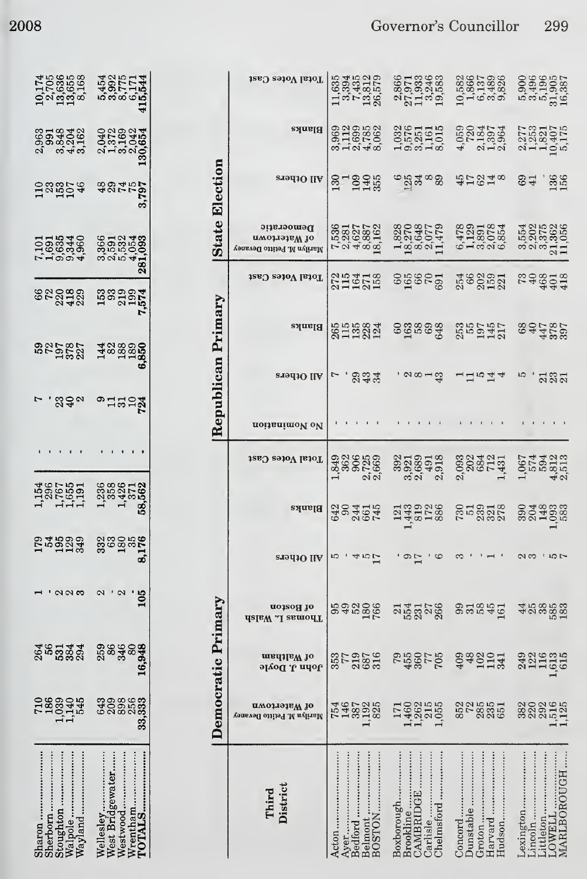| | Democratic Primary | | | | | Republican Primary | | | | State Election | | | |
|---|---|---|---|---|---|---|---|---|---|---|---|---|---|
| | | | All Others | Blanks | Total Votes Cast | No Nomination | All Others | Blanks | Total Votes Cast | | All Others | Blanks | Total Votes Cast |
| Sharon | 710 | 264 | 1 | 179 | 1,154 | · | 7 | 59 | 66 | 7,101 | 110 | 2,963 | 10,174 |
| Sherborn | 186 | 56 | · | 54 | 296 | · | · | 72 | 72 | 1,691 | 23 | 991 | 2,705 |
| Stoughton | 1,039 | 531 | 2 | 195 | 1,767 | · | 23 | 197 | 220 | 9,635 | 153 | 3,848 | 13,636 |
| Walpole | 1,140 | 384 | 2 | 129 | 1,655 | · | 40 | 378 | 418 | 9,344 | 107 | 4,204 | 13,655 |
| Wayland | 545 | 294 | 3 | 349 | 1,191 | · | 2 | 227 | 229 | 4,960 | 46 | 3,162 | 8,168 |
| Wellesley | 643 | 259 | 2 | 332 | 1,236 | · | 9 | 144 | 153 | 3,366 | 48 | 2,040 | 5,454 |
| West Bridgewater | 209 | 86 | · | 63 | 358 | · | 11 | 82 | 93 | 2,591 | 29 | 1,372 | 3,992 |
| Westwood | 898 | 346 | 2 | 180 | 1,426 | · | 31 | 188 | 219 | 5,532 | 74 | 3,169 | 8,775 |
| Wrentham | 256 | 80 | · | 35 | 371 | · | 10 | 189 | 199 | 4,054 | 75 | 2,042 | 6,171 |
| **TOTALS** | 33,333 | 16,948 | 105 | 8,176 | 58,562 | · | 724 | 6,850 | 7,574 | 281,093 | 3,797 | 130,654 | 415,544 |

| Third District | Democratic Primary | | | | | | Republican Primary | | | | State Election | | | |
|---|---|---|---|---|---|---|---|---|---|---|---|---|---|---|
| | Marilyn M. Petitto Devaney of Watertown | John J. Doyle of Waltham | Thomas L. Walsh of Boston | All Others | Blanks | Total Votes Cast | No Nomination | All Others | Blanks | Total Votes Cast | Marilyn M. Petitto Devaney of Watertown Democratic | All Others | Blanks | Total Votes Cast |
| Acton | 754 | 353 | 95 | 5 | 642 | 1,849 | · | 7 | 265 | 272 | 7,536 | 130 | 3,969 | 11,635 |
| Ayer | 146 | 77 | 49 | · | 90 | 362 | · | · | 115 | 115 | 2,281 | 1 | 1,112 | 3,394 |
| Bedford | 387 | 219 | 52 | 4 | 244 | 906 | · | 29 | 135 | 164 | 4,627 | 109 | 2,699 | 7,435 |
| Belmont | 1,192 | 687 | 180 | 5 | 661 | 2,725 | · | 43 | 228 | 271 | 8,887 | 140 | 4,785 | 13,812 |
| BOSTON | 825 | 316 | 766 | 17 | 745 | 2,669 | · | 34 | 124 | 158 | 18,162 | 355 | 8,062 | 26,579 |
| Boxborough | 171 | 79 | 21 | · | 121 | 392 | · | · | 60 | 60 | 1,828 | 6 | 1,032 | 2,866 |
| Brookline | 1,460 | 455 | 554 | 9 | 1,443 | 3,921 | · | 2 | 163 | 165 | 18,270 | 125 | 9,576 | 27,971 |
| CAMBRIDGE | 1,262 | 360 | 231 | 17 | 819 | 2,689 | · | 8 | 58 | 66 | 8,648 | 34 | 3,251 | 11,933 |
| Carlisle | 215 | 77 | 27 | · | 172 | 491 | · | 1 | 69 | 70 | 2,077 | 8 | 1,161 | 3,246 |
| Chelmsford | 1,055 | 705 | 266 | 6 | 886 | 2,918 | · | 43 | 648 | 691 | 11,479 | 89 | 8,015 | 19,583 |
| Concord | 852 | 409 | 99 | 3 | 730 | 2,093 | · | 1 | 253 | 254 | 6,478 | 45 | 4,059 | 10,582 |
| Dunstable | 72 | 48 | 31 | · | 51 | 202 | · | 11 | 55 | 66 | 1,129 | 17 | 720 | 1,866 |
| Groton | 285 | 102 | 58 | · | 239 | 684 | · | 5 | 197 | 202 | 3,891 | 62 | 2,184 | 6,137 |
| Harvard | 235 | 110 | 45 | 1 | 321 | 712 | · | 14 | 145 | 159 | 2,078 | 14 | 1,397 | 3,489 |
| Hudson | 651 | 341 | 161 | · | 278 | 1,431 | · | 4 | 217 | 221 | 6,854 | 8 | 2,964 | 9,826 |
| Lexington | 382 | 249 | 44 | 2 | 390 | 1,067 | · | 5 | 68 | 73 | 3,554 | 69 | 2,277 | 5,900 |
| Lincoln | 220 | 122 | 25 | 3 | 204 | 574 | · | · | 40 | 40 | 2,202 | 41 | 1,253 | 3,496 |
| Littleton | 292 | 116 | 38 | · | 148 | 594 | · | 21 | 447 | 468 | 3,375 | · | 1,821 | 5,196 |
| LOWELL | 1,516 | 1,613 | 585 | 5 | 1,093 | 4,812 | · | 23 | 378 | 401 | 21,362 | 136 | 10,407 | 31,905 |
| MARLBOROUGH | 1,125 | 615 | 183 | 7 | 583 | 2,513 | · | 21 | 397 | 418 | 11,056 | 156 | 5,175 | 16,387 |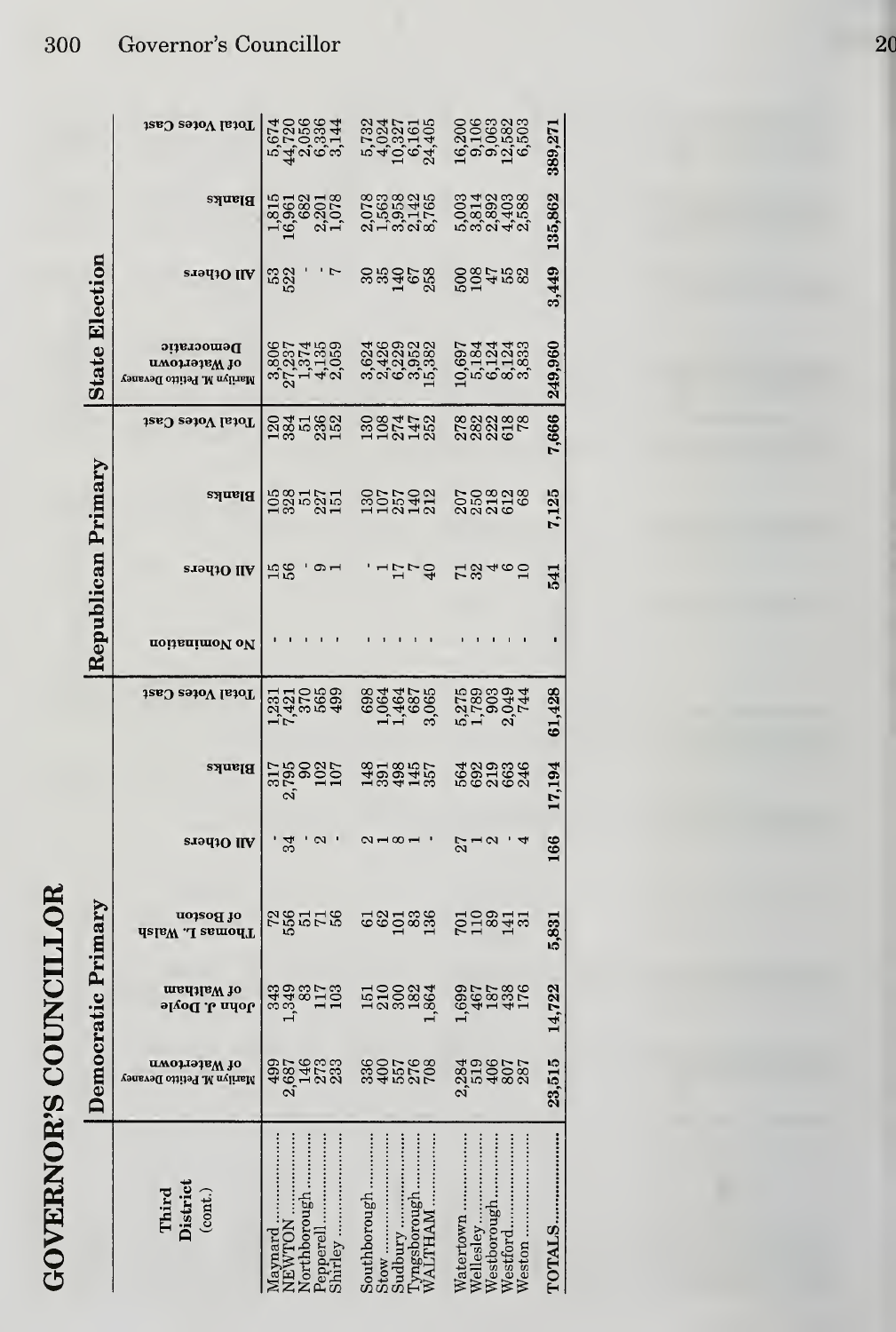# GOVERNOR'S COUNCILLOR

| Third District (cont.) | Democratic Primary | | | | | | Republican Primary | | | | State Election | | | |
|---|---|---|---|---|---|---|---|---|---|---|---|---|---|---|
| | Marilyn M. Petitto Devaney of Watertown | John J. Doyle of Waltham | Thomas L. Walsh of Boston | All Others | Blanks | Total Votes Cast | No Nomination | All Others | Blanks | Total Votes Cast | Marilyn M. Petitto Devaney of Watertown Democratic | All Others | Blanks | Total Votes Cast |
| Maynard | 499 | 343 | 72 | - | 317 | 1,231 | - | 15 | 105 | 120 | 3,806 | 53 | 1,815 | 5,674 |
| NEWTON | 2,687 | 1,349 | 556 | 34 | 2,795 | 7,421 | - | 56 | 328 | 384 | 27,237 | 522 | 16,961 | 44,720 |
| Northborough | 146 | 83 | 51 | - | 90 | 370 | - | - | 51 | 51 | 1,374 | - | 682 | 2,056 |
| Pepperell | 273 | 117 | 71 | 2 | 102 | 565 | - | 9 | 227 | 236 | 4,135 | - | 2,201 | 6,336 |
| Shirley | 233 | 103 | 56 | - | 107 | 499 | - | 1 | 151 | 152 | 2,059 | 7 | 1,078 | 3,144 |
| Southborough | 336 | 151 | 61 | 2 | 148 | 698 | - | - | 130 | 130 | 3,624 | 30 | 2,078 | 5,732 |
| Stow | 400 | 210 | 62 | 1 | 391 | 1,064 | - | 1 | 107 | 108 | 2,426 | 35 | 1,563 | 4,024 |
| Sudbury | 557 | 300 | 101 | 8 | 498 | 1,464 | - | 17 | 257 | 274 | 6,229 | 140 | 3,958 | 10,327 |
| Tyngsborough | 276 | 182 | 83 | 1 | 145 | 687 | - | 7 | 140 | 147 | 3,952 | 67 | 2,142 | 6,161 |
| WALTHAM | 708 | 1,864 | 136 | - | 357 | 3,065 | - | 40 | 212 | 252 | 15,382 | 258 | 8,765 | 24,405 |
| Watertown | 2,284 | 1,699 | 701 | 27 | 564 | 5,275 | - | 71 | 207 | 278 | 10,697 | 500 | 5,003 | 16,200 |
| Wellesley | 519 | 467 | 110 | 1 | 692 | 1,789 | - | 32 | 250 | 282 | 5,184 | 108 | 3,814 | 9,106 |
| Westborough | 406 | 187 | 89 | 2 | 219 | 903 | - | 4 | 218 | 222 | 6,124 | 47 | 2,892 | 9,063 |
| Westford | 807 | 438 | 141 | - | 663 | 2,049 | - | 6 | 612 | 618 | 8,124 | 55 | 4,403 | 12,582 |
| Weston | 287 | 176 | 31 | 4 | 246 | 744 | - | 10 | 68 | 78 | 3,833 | 82 | 2,588 | 6,503 |
| TOTALS | 23,515 | 14,722 | 5,831 | 166 | 17,194 | 61,428 | - | 541 | 7,125 | 7,666 | 249,960 | 3,449 | 135,862 | 389,271 |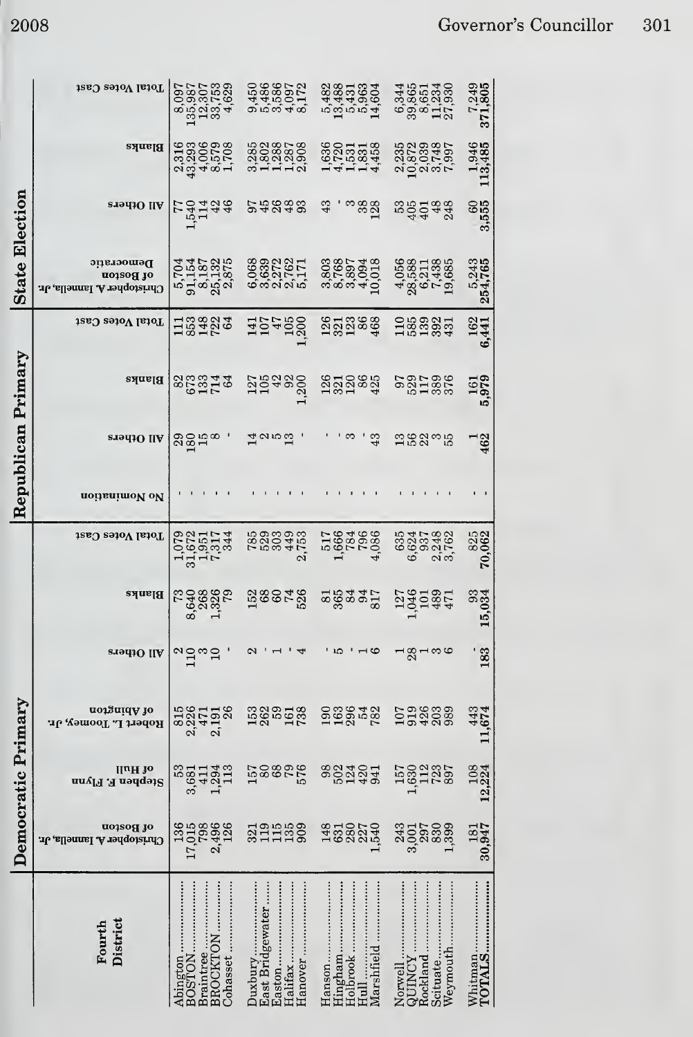| Fourth District | Democratic Primary | | | | | | Republican Primary | | | | State Election | | | |
|---|---|---|---|---|---|---|---|---|---|---|---|---|---|---|
| | Christopher A. Iannella, Jr. of Boston | Stephen F. Flynn of Hull | Robert L. Toomey, Jr. of Abington | All Others | Blanks | Total Votes Cast | No Nomination | All Others | Blanks | Total Votes Cast | Christopher A. Iannella, Jr. of Boston Democratic | All Others | Blanks | Total Votes Cast |
| Abington | 136 | 53 | 815 | 2 | 73 | 1,079 | - | 29 | 82 | 111 | 5,704 | 77 | 2,316 | 8,097 |
| BOSTON | 17,015 | 3,681 | 2,226 | 110 | 8,640 | 31,672 | - | 180 | 673 | 853 | 91,154 | 1,540 | 43,293 | 135,987 |
| Braintree | 798 | 411 | 471 | 3 | 268 | 1,951 | - | 15 | 133 | 148 | 8,187 | 114 | 4,006 | 12,307 |
| BROCKTON | 2,496 | 1,294 | 2,191 | 10 | 1,326 | 7,317 | - | 8 | 714 | 722 | 25,132 | 42 | 8,579 | 33,753 |
| Cohasset | 126 | 113 | 26 | - | 79 | 344 | - | - | 64 | 64 | 2,875 | 46 | 1,708 | 4,629 |
| Duxbury | 321 | 157 | 153 | 2 | 152 | 785 | - | 14 | 127 | 141 | 6,068 | 97 | 3,285 | 9,450 |
| East Bridgewater | 119 | 80 | 262 | - | 68 | 529 | - | 2 | 105 | 107 | 3,639 | 45 | 1,802 | 5,486 |
| Easton | 115 | 68 | 59 | 1 | 60 | 303 | - | 5 | 42 | 47 | 2,272 | 26 | 1,288 | 3,586 |
| Halifax | 135 | 79 | 161 | - | 74 | 449 | - | 13 | 92 | 105 | 2,762 | 48 | 1,287 | 4,097 |
| Hanover | 909 | 576 | 738 | 4 | 526 | 2,753 | - | - | 1,200 | 1,200 | 5,171 | 93 | 2,908 | 8,172 |
| Hanson | 148 | 98 | 190 | - | 81 | 517 | - | - | 126 | 126 | 3,803 | 43 | 1,636 | 5,482 |
| Hingham | 631 | 502 | 163 | 5 | 365 | 1,666 | - | - | 321 | 321 | 8,768 | - | 4,720 | 13,488 |
| Holbrook | 280 | 124 | 296 | - | 84 | 784 | - | 3 | 120 | 123 | 3,897 | 3 | 1,531 | 5,431 |
| Hull | 227 | 420 | 54 | 1 | 94 | 796 | - | - | 86 | 86 | 4,094 | 38 | 1,831 | 5,963 |
| Marshfield | 1,540 | 941 | 782 | 6 | 817 | 4,086 | - | 43 | 425 | 468 | 10,018 | 128 | 4,458 | 14,604 |
| Norwell | 243 | 157 | 107 | 1 | 127 | 635 | - | 13 | 97 | 110 | 4,056 | 53 | 2,235 | 6,344 |
| QUINCY | 3,001 | 1,630 | 919 | 28 | 1,046 | 6,624 | - | 56 | 529 | 585 | 28,588 | 405 | 10,872 | 39,865 |
| Rockland | 297 | 112 | 426 | 1 | 101 | 937 | - | 22 | 117 | 139 | 6,211 | 401 | 2,039 | 8,651 |
| Scituate | 830 | 723 | 203 | 3 | 489 | 2,248 | - | 3 | 389 | 392 | 7,438 | 48 | 3,748 | 11,234 |
| Weymouth | 1,399 | 897 | 989 | 6 | 471 | 3,762 | - | 55 | 376 | 431 | 19,685 | 248 | 7,997 | 27,930 |
| Whitman | 181 | 108 | 443 | - | 93 | 825 | - | 1 | 161 | 162 | 5,243 | 60 | 1,946 | 7,249 |
| **TOTALS** | **30,947** | **12,224** | **11,674** | **183** | **15,034** | **70,062** | **-** | **462** | **5,979** | **6,441** | **254,765** | **3,555** | **113,485** | **371,805** |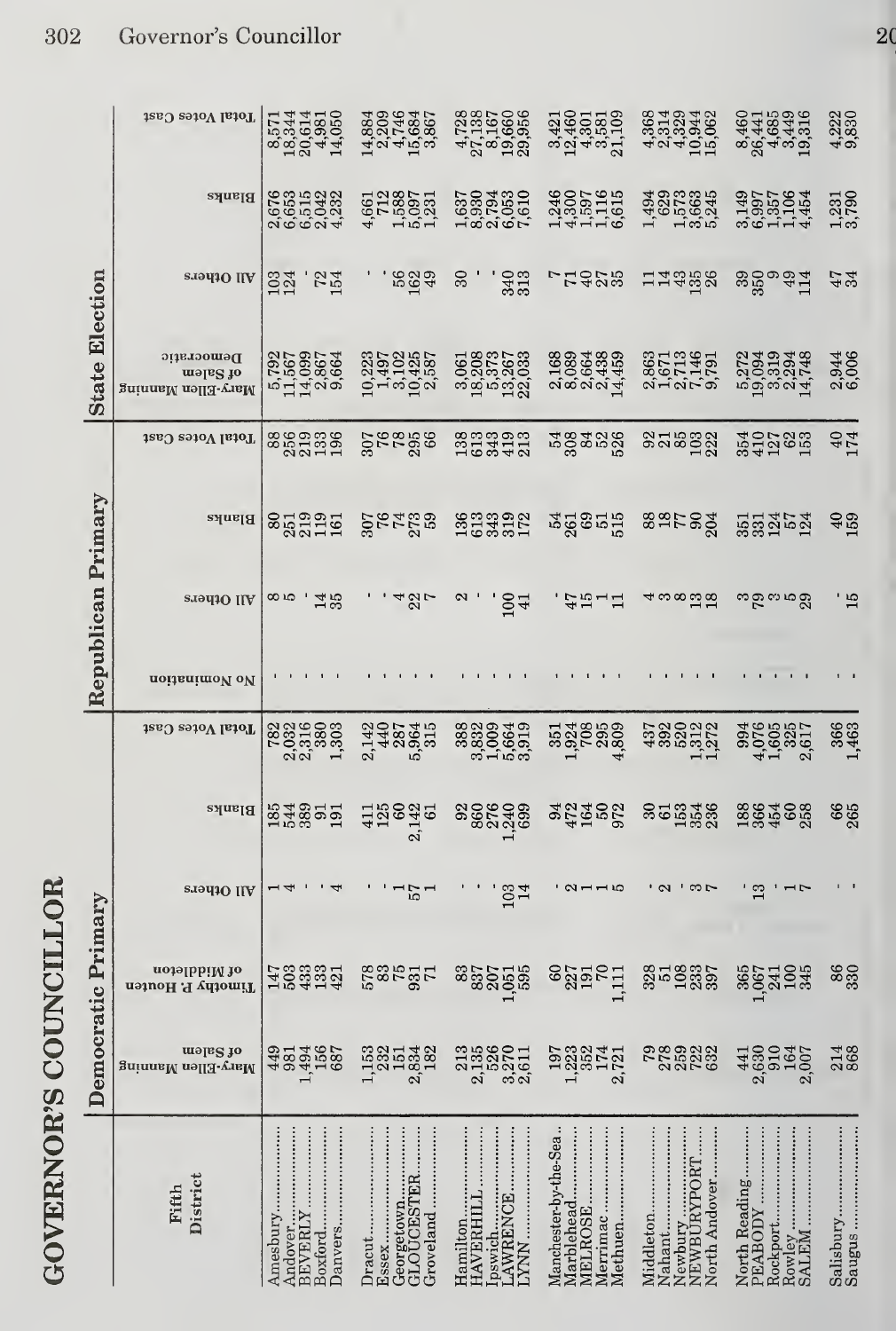# GOVERNOR'S COUNCILLOR

| Fifth District | Democratic Primary | | | | | Republican Primary | | | | State Election | | | |
|---|---|---|---|---|---|---|---|---|---|---|---|---|---|
| | Mary-Ellen Manning of Salem | Timothy P. Houten of Middleton | All Others | Blanks | Total Votes Cast | No Nomination | All Others | Blanks | Total Votes Cast | Mary-Ellen Manning of Salem Democratic | All Others | Blanks | Total Votes Cast |
| Amesbury | 449 | 147 | 1 | 185 | 782 | - | 8 | 80 | 88 | 5,792 | 103 | 2,676 | 8,571 |
| Andover | 981 | 503 | 4 | 544 | 2,032 | - | 5 | 251 | 256 | 11,567 | 124 | 6,653 | 18,344 |
| BEVERLY | 1,494 | 433 | - | 389 | 2,316 | - | - | 219 | 219 | 14,099 | - | 6,515 | 20,614 |
| Boxford | 156 | 133 | - | 91 | 380 | - | 14 | 119 | 133 | 2,867 | 72 | 2,042 | 4,981 |
| Danvers | 687 | 421 | 4 | 191 | 1,303 | - | 35 | 161 | 196 | 9,664 | 154 | 4,232 | 14,050 |
| Dracut | 1,153 | 578 | - | 411 | 2,142 | - | - | 307 | 307 | 10,223 | - | 4,661 | 14,884 |
| Essex | 232 | 83 | - | 125 | 440 | - | - | 76 | 76 | 1,497 | - | 712 | 2,209 |
| Georgetown | 151 | 75 | 1 | 60 | 287 | - | 4 | 74 | 78 | 3,102 | 56 | 1,588 | 4,746 |
| GLOUCESTER | 2,834 | 931 | 57 | 2,142 | 5,964 | - | 22 | 273 | 295 | 10,425 | 162 | 5,097 | 15,684 |
| Groveland | 182 | 71 | 1 | 61 | 315 | - | 7 | 59 | 66 | 2,587 | 49 | 1,231 | 3,867 |
| Hamilton | 213 | 83 | - | 92 | 388 | - | 2 | 136 | 138 | 3,061 | 30 | 1,637 | 4,728 |
| HAVERHILL | 2,135 | 837 | - | 860 | 3,832 | - | - | 613 | 613 | 18,208 | - | 8,930 | 27,138 |
| Ipswich | 526 | 207 | - | 276 | 1,009 | - | - | 343 | 343 | 5,373 | - | 2,794 | 8,167 |
| LAWRENCE | 3,270 | 1,051 | 103 | 1,240 | 5,664 | - | 100 | 319 | 419 | 13,267 | 340 | 6,053 | 19,660 |
| LYNN | 2,611 | 595 | 14 | 699 | 3,919 | - | 41 | 172 | 213 | 22,033 | 313 | 7,610 | 29,956 |
| Manchester-by-the-Sea | 197 | 60 | - | 94 | 351 | - | - | 54 | 54 | 2,168 | 7 | 1,246 | 3,421 |
| Marblehead | 1,223 | 227 | 2 | 472 | 1,924 | - | 47 | 261 | 308 | 8,089 | 71 | 4,300 | 12,460 |
| MELROSE | 352 | 191 | 1 | 164 | 708 | - | 15 | 69 | 84 | 2,664 | 40 | 1,597 | 4,301 |
| Merrimac | 174 | 70 | 1 | 50 | 295 | - | 1 | 51 | 52 | 2,438 | 27 | 1,116 | 3,581 |
| Methuen | 2,721 | 1,111 | 5 | 972 | 4,809 | - | 11 | 515 | 526 | 14,459 | 35 | 6,615 | 21,109 |
| Middleton | 79 | 328 | - | 30 | 437 | - | 4 | 88 | 92 | 2,863 | 11 | 1,494 | 4,368 |
| Nahant | 278 | 51 | 2 | 61 | 392 | - | 3 | 18 | 21 | 1,671 | 14 | 629 | 2,314 |
| Newbury | 259 | 108 | - | 153 | 520 | - | 8 | 77 | 85 | 2,713 | 43 | 1,573 | 4,329 |
| NEWBURYPORT | 722 | 233 | 3 | 354 | 1,312 | - | 13 | 90 | 103 | 7,146 | 135 | 3,663 | 10,944 |
| North Andover | 632 | 397 | 7 | 236 | 1,272 | - | 18 | 204 | 222 | 9,791 | 26 | 5,245 | 15,062 |
| North Reading | 441 | 365 | - | 188 | 994 | - | 3 | 351 | 354 | 5,272 | 39 | 3,149 | 8,460 |
| PEABODY | 2,630 | 1,067 | 13 | 366 | 4,076 | - | 79 | 331 | 410 | 19,094 | 350 | 6,997 | 26,441 |
| Rockport | 910 | 241 | - | 454 | 1,605 | - | 3 | 124 | 127 | 3,319 | 9 | 1,357 | 4,685 |
| Rowley | 164 | 100 | 1 | 60 | 325 | - | 5 | 57 | 62 | 2,294 | 49 | 1,106 | 3,449 |
| SALEM | 2,007 | 345 | 7 | 258 | 2,617 | - | 29 | 124 | 153 | 14,748 | 114 | 4,454 | 19,316 |
| Salisbury | 214 | 86 | - | 66 | 366 | - | - | 40 | 40 | 2,944 | 47 | 1,231 | 4,222 |
| Saugus | 868 | 330 | - | 265 | 1,463 | - | 15 | 159 | 174 | 6,006 | 34 | 3,790 | 9,830 |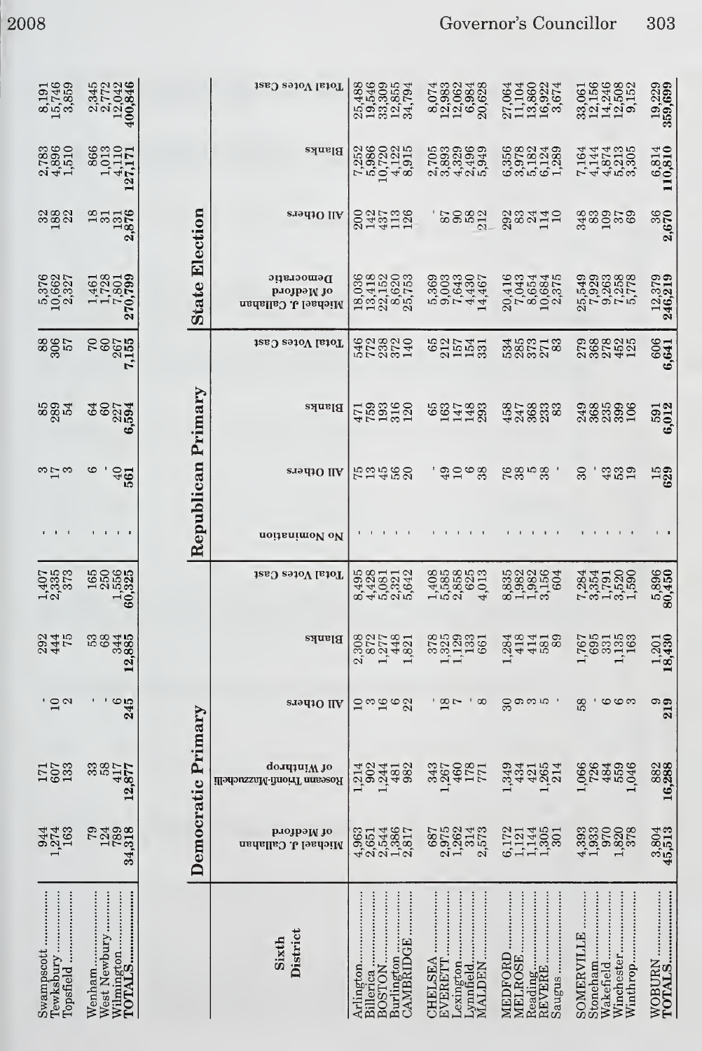| | | | | | | | | | | | | | | | |
|---|---|---|---|---|---|---|---|---|---|---|---|---|---|---|---|
| Swampscott | 944 | 171 | - | 292 | 1,407 | - | 3 | 85 | 88 | 5,376 | 32 | 2,783 | 8,191 |
| Tewksbury | 1,274 | 607 | 10 | 444 | 2,335 | - | 17 | 289 | 306 | 10,662 | 188 | 4,896 | 15,746 |
| Topsfield | 163 | 133 | 2 | 75 | 373 | - | 3 | 54 | 57 | 2,327 | 22 | 1,510 | 3,859 |
| Wenham | 79 | 33 | - | 53 | 165 | - | 6 | 64 | 70 | 1,461 | 18 | 866 | 2,345 |
| West Newbury | 124 | 58 | - | 68 | 250 | - | - | 60 | 60 | 1,728 | 31 | 1,013 | 2,772 |
| Wilmington | 789 | 417 | 6 | 344 | 1,556 | - | 40 | 227 | 267 | 7,801 | 131 | 4,110 | 12,042 |
| **TOTALS** | **34,318** | **12,877** | **245** | **12,885** | **60,325** | - | **561** | **6,594** | **7,155** | **270,799** | **2,876** | **127,171** | **400,846** |

| Sixth District | Democratic Primary | | | | | Republican Primary | | | | State Election | | | |
|---|---|---|---|---|---|---|---|---|---|---|---|---|---|
| | Michael J. Callahan of Medford | Roseann Trionfi-Mazzuchelli of Winthrop | All Others | Blanks | Total Votes Cast | No Nomination | All Others | Blanks | Total Votes Cast | Michael J. Callahan of Medford Democratic | All Others | Blanks | Total Votes Cast |
| Arlington | 4,963 | 1,214 | 10 | 2,308 | 8,495 | - | 75 | 471 | 546 | 18,036 | 200 | 7,252 | 25,488 |
| Billerica | 2,651 | 902 | 3 | 872 | 4,428 | - | 13 | 759 | 772 | 13,418 | 142 | 5,986 | 19,546 |
| BOSTON | 2,544 | 1,244 | 16 | 1,277 | 5,081 | - | 45 | 193 | 238 | 22,152 | 437 | 10,720 | 33,309 |
| Burlington | 1,386 | 481 | 6 | 448 | 2,321 | - | 56 | 316 | 372 | 8,620 | 113 | 4,122 | 12,855 |
| CAMBRIDGE | 2,817 | 982 | 22 | 1,821 | 5,642 | - | 20 | 120 | 140 | 25,753 | 126 | 8,915 | 34,794 |
| CHELSEA | 687 | 343 | - | 378 | 1,408 | - | - | 65 | 65 | 5,369 | - | 2,705 | 8,074 |
| EVERETT | 2,975 | 1,267 | 18 | 1,325 | 5,585 | - | 49 | 163 | 212 | 9,003 | 87 | 3,893 | 12,983 |
| Lexington | 1,262 | 460 | 7 | 1,129 | 2,858 | - | 10 | 147 | 157 | 7,643 | 90 | 4,329 | 12,062 |
| Lynnfield | 314 | 178 | - | 133 | 625 | - | 6 | 148 | 154 | 4,430 | 58 | 2,496 | 6,984 |
| MALDEN | 2,573 | 771 | 8 | 661 | 4,013 | - | 38 | 293 | 331 | 14,467 | 212 | 5,949 | 20,628 |
| MEDFORD | 6,172 | 1,349 | 30 | 1,284 | 8,835 | - | 76 | 458 | 534 | 20,416 | 292 | 6,356 | 27,064 |
| MELROSE | 1,121 | 434 | 9 | 418 | 1,982 | - | 38 | 247 | 285 | 7,043 | 83 | 3,978 | 11,104 |
| Reading | 1,144 | 421 | 3 | 414 | 1,982 | - | 5 | 368 | 373 | 8,654 | 24 | 5,182 | 13,860 |
| REVERE | 1,305 | 1,265 | 5 | 581 | 3,156 | - | 38 | 233 | 271 | 10,684 | 114 | 6,124 | 16,922 |
| Saugus | 301 | 214 | - | 89 | 604 | - | - | 83 | 83 | 2,375 | 10 | 1,289 | 3,674 |
| SOMERVILLE | 4,393 | 1,066 | 58 | 1,767 | 7,284 | - | 30 | 249 | 279 | 25,549 | 348 | 7,164 | 33,061 |
| Stoneham | 1,933 | 726 | - | 695 | 3,354 | - | - | 368 | 368 | 7,929 | 83 | 4,144 | 12,156 |
| Wakefield | 970 | 484 | 6 | 331 | 1,791 | - | 43 | 235 | 278 | 9,263 | 109 | 4,874 | 14,246 |
| Winchester | 1,820 | 559 | 6 | 1,135 | 3,520 | - | 53 | 399 | 452 | 7,258 | 37 | 5,213 | 12,508 |
| Winthrop | 378 | 1,046 | 3 | 163 | 1,590 | - | 19 | 106 | 125 | 5,778 | 69 | 3,305 | 9,152 |
| WOBURN | 3,804 | 882 | 9 | 1,201 | 5,896 | - | 15 | 591 | 606 | 12,379 | 36 | 6,814 | 19,229 |
| **TOTALS** | **45,513** | **16,288** | **219** | **18,430** | **80,450** | - | **629** | **6,012** | **6,641** | **246,219** | **2,670** | **110,810** | **359,699** |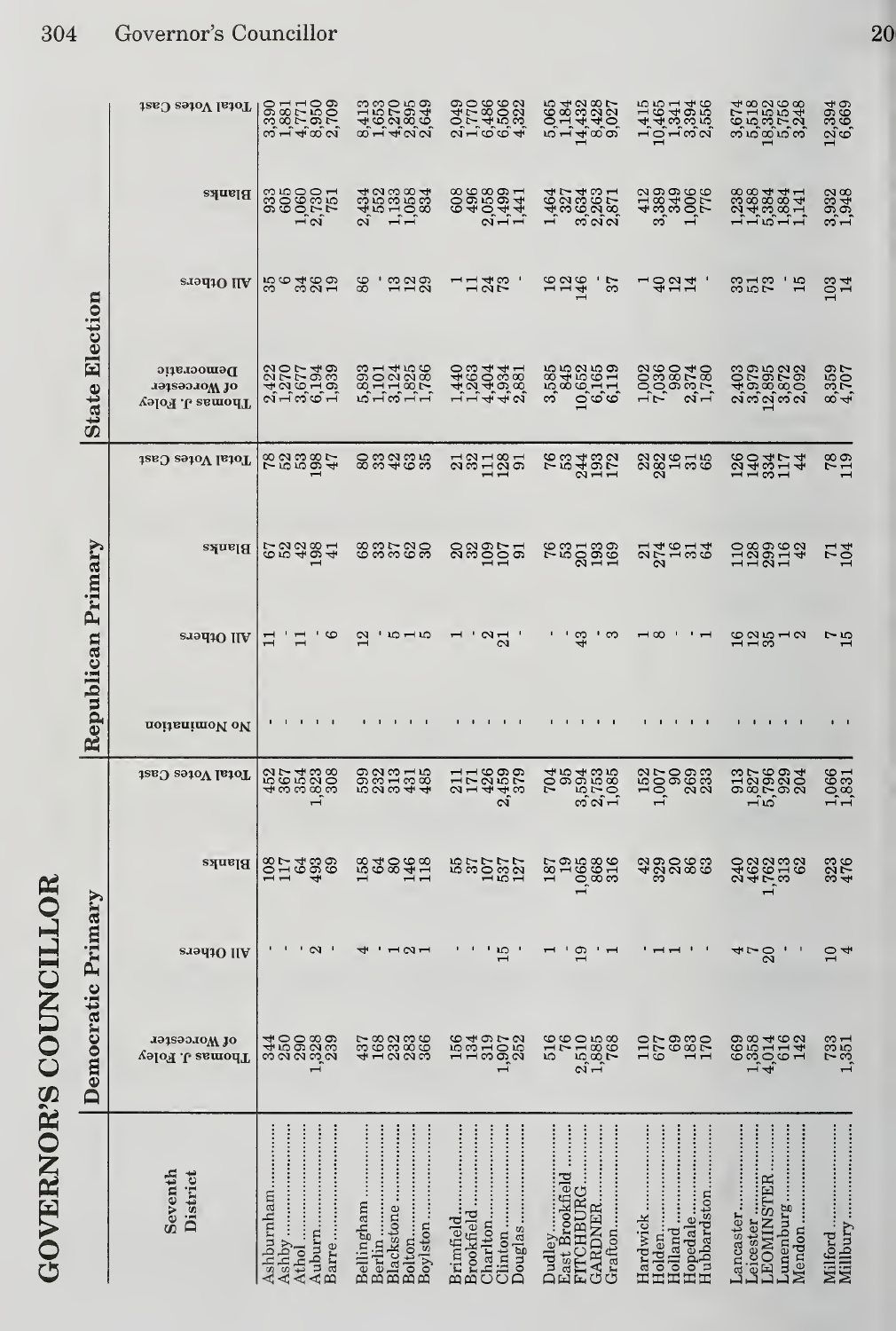# GOVERNOR'S COUNCILLOR

| Seventh District | Democratic Primary | | | | Republican Primary | | | | State Election | | | |
|---|---|---|---|---|---|---|---|---|---|---|---|---|
| | Thomas J. Foley of Worcester | All Others | Blanks | Total Votes Cast | No Nomination | All Others | Blanks | Total Votes Cast | Thomas J. Foley of Worcester Democratic | All Others | Blanks | Total Votes Cast |
| Ashburnham | 344 | - | 108 | 452 | - | 11 | 67 | 78 | 2,422 | 35 | 933 | 3,390 |
| Ashby | 250 | - | 117 | 367 | - | - | 52 | 52 | 1,270 | 6 | 605 | 1,881 |
| Athol | 290 | - | 64 | 354 | - | 11 | 42 | 53 | 3,677 | 34 | 1,060 | 4,771 |
| Auburn | 1,328 | 2 | 493 | 1,823 | - | - | 198 | 198 | 6,194 | 26 | 2,730 | 8,950 |
| Barre | 239 | - | 69 | 308 | - | 6 | 41 | 47 | 1,939 | 19 | 751 | 2,709 |
| Bellingham | 437 | 4 | 158 | 599 | - | 12 | 68 | 80 | 5,893 | 86 | 2,434 | 8,413 |
| Berlin | 168 | - | 64 | 232 | - | - | 33 | 33 | 1,101 | - | 552 | 1,653 |
| Blackstone | 232 | 1 | 80 | 313 | - | 5 | 37 | 42 | 3,124 | 13 | 1,133 | 4,270 |
| Bolton | 283 | 2 | 146 | 431 | - | 1 | 62 | 63 | 1,825 | 12 | 1,058 | 2,895 |
| Boylston | 366 | 1 | 118 | 485 | - | 5 | 30 | 35 | 1,786 | 29 | 834 | 2,649 |
| Brimfield | 156 | - | 55 | 211 | - | 1 | 20 | 21 | 1,440 | 1 | 608 | 2,049 |
| Brookfield | 134 | - | 37 | 171 | - | - | 32 | 32 | 1,263 | 11 | 496 | 1,770 |
| Charlton | 319 | - | 107 | 426 | - | 2 | 109 | 111 | 4,404 | 24 | 2,058 | 6,486 |
| Clinton | 1,907 | 15 | 537 | 2,459 | - | 21 | 107 | 128 | 4,934 | 73 | 1,499 | 6,506 |
| Douglas | 252 | - | 127 | 379 | - | - | 91 | 91 | 2,881 | - | 1,441 | 4,322 |
| Dudley | 516 | 1 | 187 | 704 | - | - | 76 | 76 | 3,585 | 16 | 1,464 | 5,065 |
| East Brookfield | 76 | - | 19 | 95 | - | - | 53 | 53 | 845 | 12 | 327 | 1,184 |
| FITCHBURG | 2,510 | 19 | 1,065 | 3,594 | - | 43 | 201 | 244 | 10,652 | 146 | 3,634 | 14,432 |
| GARDNER | 1,885 | - | 868 | 2,753 | - | - | 193 | 193 | 6,165 | - | 2,263 | 8,428 |
| Grafton | 768 | 1 | 316 | 1,085 | - | 3 | 169 | 172 | 6,119 | 37 | 2,871 | 9,027 |
| Hardwick | 110 | - | 42 | 152 | - | 1 | 21 | 22 | 1,002 | 1 | 412 | 1,415 |
| Holden | 677 | 1 | 329 | 1,007 | - | 8 | 274 | 282 | 7,036 | 40 | 3,389 | 10,465 |
| Holland | 69 | 1 | 20 | 90 | - | - | 16 | 16 | 980 | 12 | 349 | 1,341 |
| Hopedale | 183 | - | 86 | 269 | - | - | 31 | 31 | 2,374 | 14 | 1,006 | 3,394 |
| Hubbardston | 170 | - | 63 | 233 | - | 1 | 64 | 65 | 1,780 | - | 776 | 2,556 |
| Lancaster | 669 | 4 | 240 | 913 | - | 16 | 110 | 126 | 2,403 | 33 | 1,238 | 3,674 |
| Leicester | 1,358 | 7 | 462 | 1,827 | - | 12 | 128 | 140 | 3,979 | 51 | 1,488 | 5,518 |
| LEOMINSTER | 4,014 | 20 | 1,762 | 5,796 | - | 35 | 299 | 334 | 12,895 | 73 | 5,384 | 18,352 |
| Lunenburg | 616 | - | 313 | 929 | - | 1 | 116 | 117 | 3,872 | - | 1,884 | 5,756 |
| Mendon | 142 | - | 62 | 204 | - | 2 | 42 | 44 | 2,092 | 15 | 1,141 | 3,248 |
| Milford | 733 | 10 | 323 | 1,066 | - | 7 | 71 | 78 | 8,359 | 103 | 3,932 | 12,394 |
| Millbury | 1,351 | 4 | 476 | 1,831 | - | 15 | 104 | 119 | 4,707 | 14 | 1,948 | 6,669 |